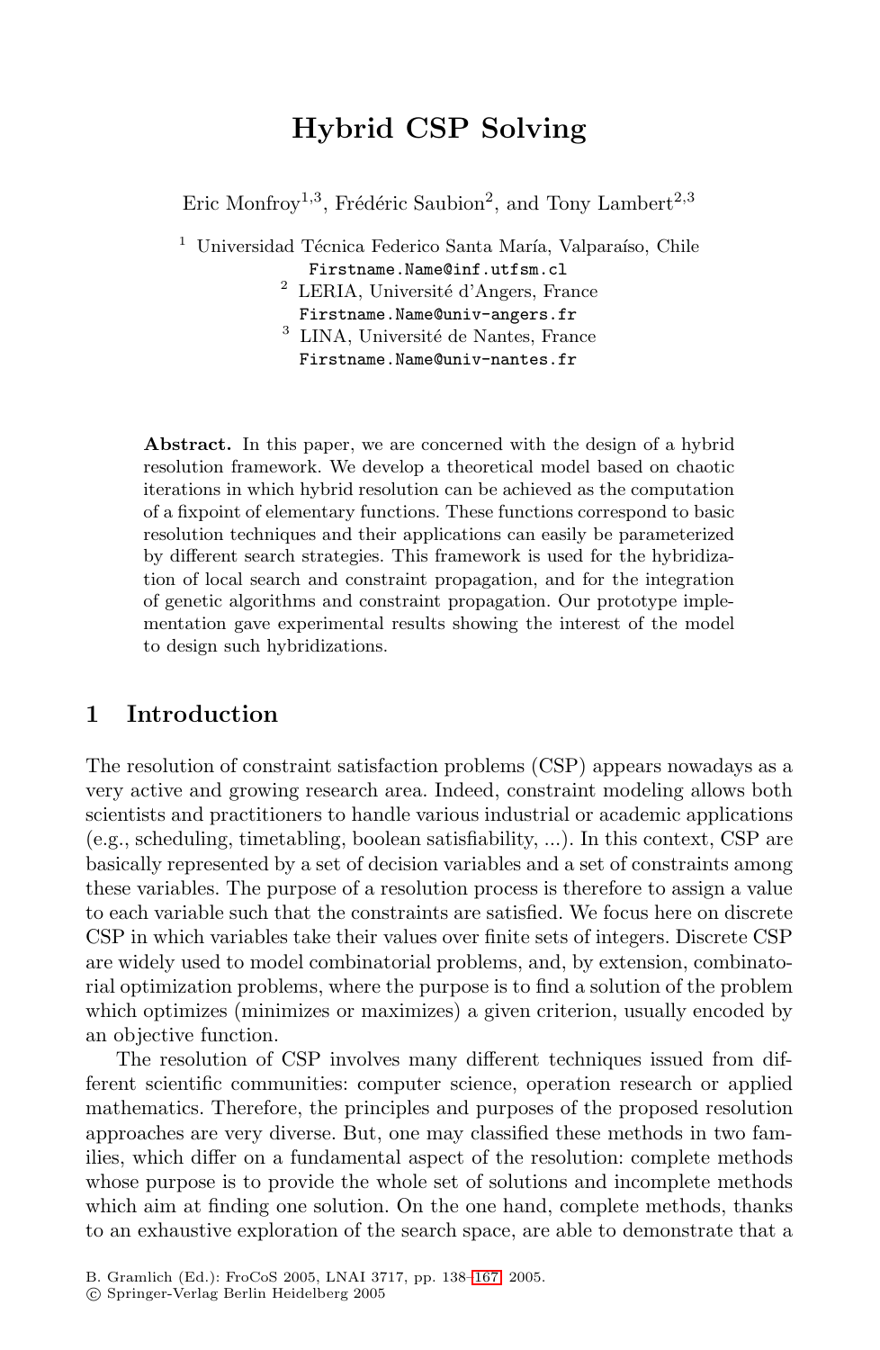# Hybrid CSP Solving

Eric Monfroy[1,3], Frédéric Saubion[2], and Tony Lambert[2,3]

[1] Universidad Técnica Federico Santa María, Valparaíso, Chile
Firstname.Name@inf.utfsm.cl

[2] LERIA, Université d'Angers, France
Firstname.Name@univ-angers.fr

[3] LINA, Université de Nantes, France
Firstname.Name@univ-nantes.fr

**Abstract.** In this paper, we are concerned with the design of a hybrid resolution framework. We develop a theoretical model based on chaotic iterations in which hybrid resolution can be achieved as the computation of a fixpoint of elementary functions. These functions correspond to basic resolution techniques and their applications can easily be parameterized by different search strategies. This framework is used for the hybridization of local search and constraint propagation, and for the integration of genetic algorithms and constraint propagation. Our prototype implementation gave experimental results showing the interest of the model to design such hybridizations.

## 1 Introduction

The resolution of constraint satisfaction problems (CSP) appears nowadays as a very active and growing research area. Indeed, constraint modeling allows both scientists and practitioners to handle various industrial or academic applications (e.g., scheduling, timetabling, boolean satisfiability, ...). In this context, CSP are basically represented by a set of decision variables and a set of constraints among these variables. The purpose of a resolution process is therefore to assign a value to each variable such that the constraints are satisfied. We focus here on discrete CSP in which variables take their values over finite sets of integers. Discrete CSP are widely used to model combinatorial problems, and, by extension, combinatorial optimization problems, where the purpose is to find a solution of the problem which optimizes (minimizes or maximizes) a given criterion, usually encoded by an objective function.

The resolution of CSP involves many different techniques issued from different scientific communities: computer science, operation research or applied mathematics. Therefore, the principles and purposes of the proposed resolution approaches are very diverse. But, one may classified these methods in two families, which differ on a fundamental aspect of the resolution: complete methods whose purpose is to provide the whole set of solutions and incomplete methods which aim at finding one solution. On the one hand, complete methods, thanks to an exhaustive exploration of the search space, are able to demonstrate that a

B. Gramlich (Ed.): FroCoS 2005, LNAI 3717, pp. 138–167, 2005.
© Springer-Verlag Berlin Heidelberg 2005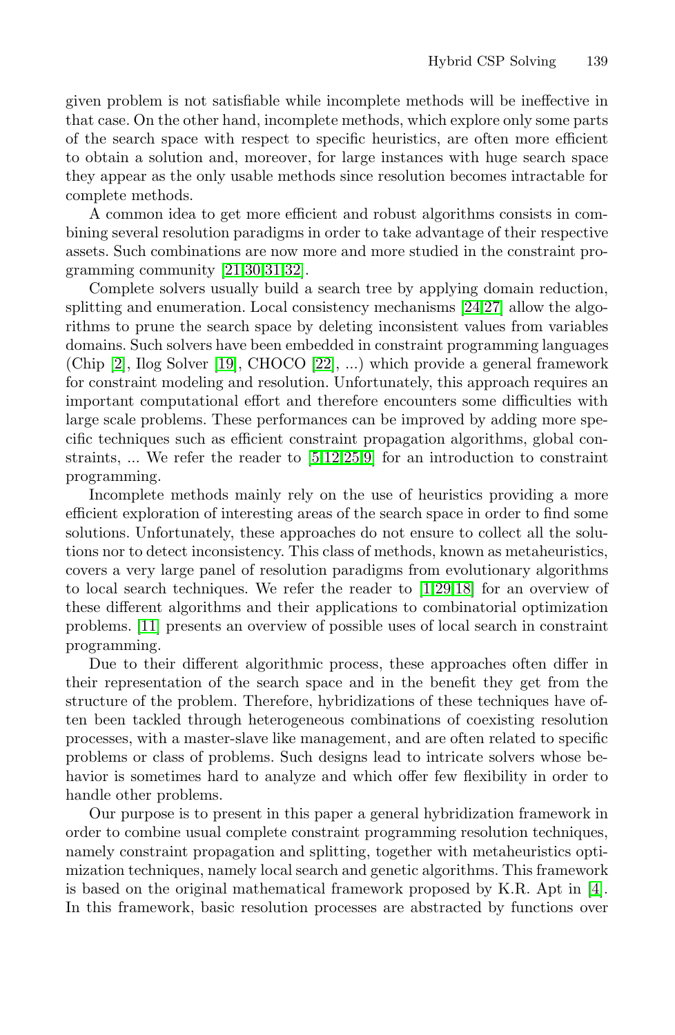given problem is not satisfiable while incomplete methods will be ineffective in that case. On the other hand, incomplete methods, which explore only some parts of the search space with respect to specific heuristics, are often more efficient to obtain a solution and, moreover, for large instances with huge search space they appear as the only usable methods since resolution becomes intractable for complete methods.

A common idea to get more efficient and robust algorithms consists in combining several resolution paradigms in order to take advantage of their respective assets. Such combinations are now more and more studied in the constraint programming community [21,30,31,32].

Complete solvers usually build a search tree by applying domain reduction, splitting and enumeration. Local consistency mechanisms [24,27] allow the algorithms to prune the search space by deleting inconsistent values from variables domains. Such solvers have been embedded in constraint programming languages (Chip [2], Ilog Solver [19], CHOCO [22], ...) which provide a general framework for constraint modeling and resolution. Unfortunately, this approach requires an important computational effort and therefore encounters some difficulties with large scale problems. These performances can be improved by adding more specific techniques such as efficient constraint propagation algorithms, global constraints, ... We refer the reader to [5,12,25,9] for an introduction to constraint programming.

Incomplete methods mainly rely on the use of heuristics providing a more efficient exploration of interesting areas of the search space in order to find some solutions. Unfortunately, these approaches do not ensure to collect all the solutions nor to detect inconsistency. This class of methods, known as metaheuristics, covers a very large panel of resolution paradigms from evolutionary algorithms to local search techniques. We refer the reader to [1,29,18] for an overview of these different algorithms and their applications to combinatorial optimization problems. [11] presents an overview of possible uses of local search in constraint programming.

Due to their different algorithmic process, these approaches often differ in their representation of the search space and in the benefit they get from the structure of the problem. Therefore, hybridizations of these techniques have often been tackled through heterogeneous combinations of coexisting resolution processes, with a master-slave like management, and are often related to specific problems or class of problems. Such designs lead to intricate solvers whose behavior is sometimes hard to analyze and which offer few flexibility in order to handle other problems.

Our purpose is to present in this paper a general hybridization framework in order to combine usual complete constraint programming resolution techniques, namely constraint propagation and splitting, together with metaheuristics optimization techniques, namely local search and genetic algorithms. This framework is based on the original mathematical framework proposed by K.R. Apt in [4]. In this framework, basic resolution processes are abstracted by functions over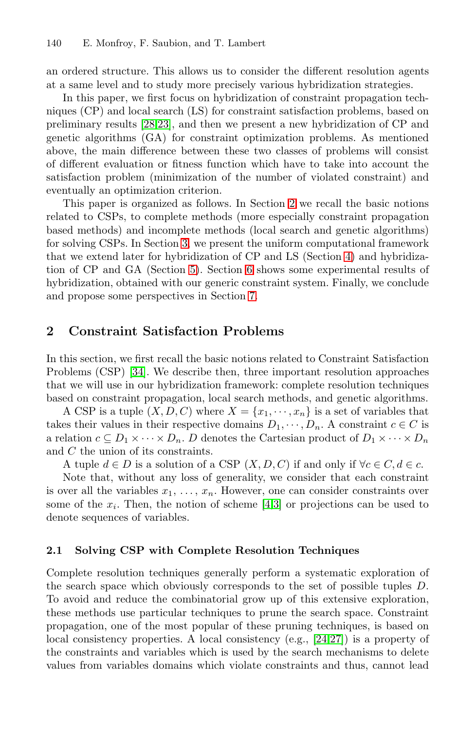an ordered structure. This allows us to consider the different resolution agents at a same level and to study more precisely various hybridization strategies.

In this paper, we first focus on hybridization of constraint propagation techniques (CP) and local search (LS) for constraint satisfaction problems, based on preliminary results [28,23], and then we present a new hybridization of CP and genetic algorithms (GA) for constraint optimization problems. As mentioned above, the main difference between these two classes of problems will consist of different evaluation or fitness function which have to take into account the satisfaction problem (minimization of the number of violated constraint) and eventually an optimization criterion.

This paper is organized as follows. In Section 2 we recall the basic notions related to CSPs, to complete methods (more especially constraint propagation based methods) and incomplete methods (local search and genetic algorithms) for solving CSPs. In Section 3, we present the uniform computational framework that we extend later for hybridization of CP and LS (Section 4) and hybridization of CP and GA (Section 5). Section 6 shows some experimental results of hybridization, obtained with our generic constraint system. Finally, we conclude and propose some perspectives in Section 7.

## 2 Constraint Satisfaction Problems

In this section, we first recall the basic notions related to Constraint Satisfaction Problems (CSP) [34]. We describe then, three important resolution approaches that we will use in our hybridization framework: complete resolution techniques based on constraint propagation, local search methods, and genetic algorithms.

A CSP is a tuple $(X, D, C)$ where $X = \{x_1, \cdots, x_n\}$ is a set of variables that takes their values in their respective domains $D_1, \cdots, D_n$. A constraint $c \in C$ is a relation $c \subseteq D_1 \times \cdots \times D_n$. $D$ denotes the Cartesian product of $D_1 \times \cdots \times D_n$ and $C$ the union of its constraints.

A tuple $d \in D$ is a solution of a CSP $(X, D, C)$ if and only if $\forall c \in C, d \in c$.

Note that, without any loss of generality, we consider that each constraint is over all the variables $x_1, \ldots, x_n$. However, one can consider constraints over some of the $x_i$. Then, the notion of scheme [4,3] or projections can be used to denote sequences of variables.

### 2.1 Solving CSP with Complete Resolution Techniques

Complete resolution techniques generally perform a systematic exploration of the search space which obviously corresponds to the set of possible tuples $D$. To avoid and reduce the combinatorial grow up of this extensive exploration, these methods use particular techniques to prune the search space. Constraint propagation, one of the most popular of these pruning techniques, is based on local consistency properties. A local consistency (e.g., [24,27]) is a property of the constraints and variables which is used by the search mechanisms to delete values from variables domains which violate constraints and thus, cannot lead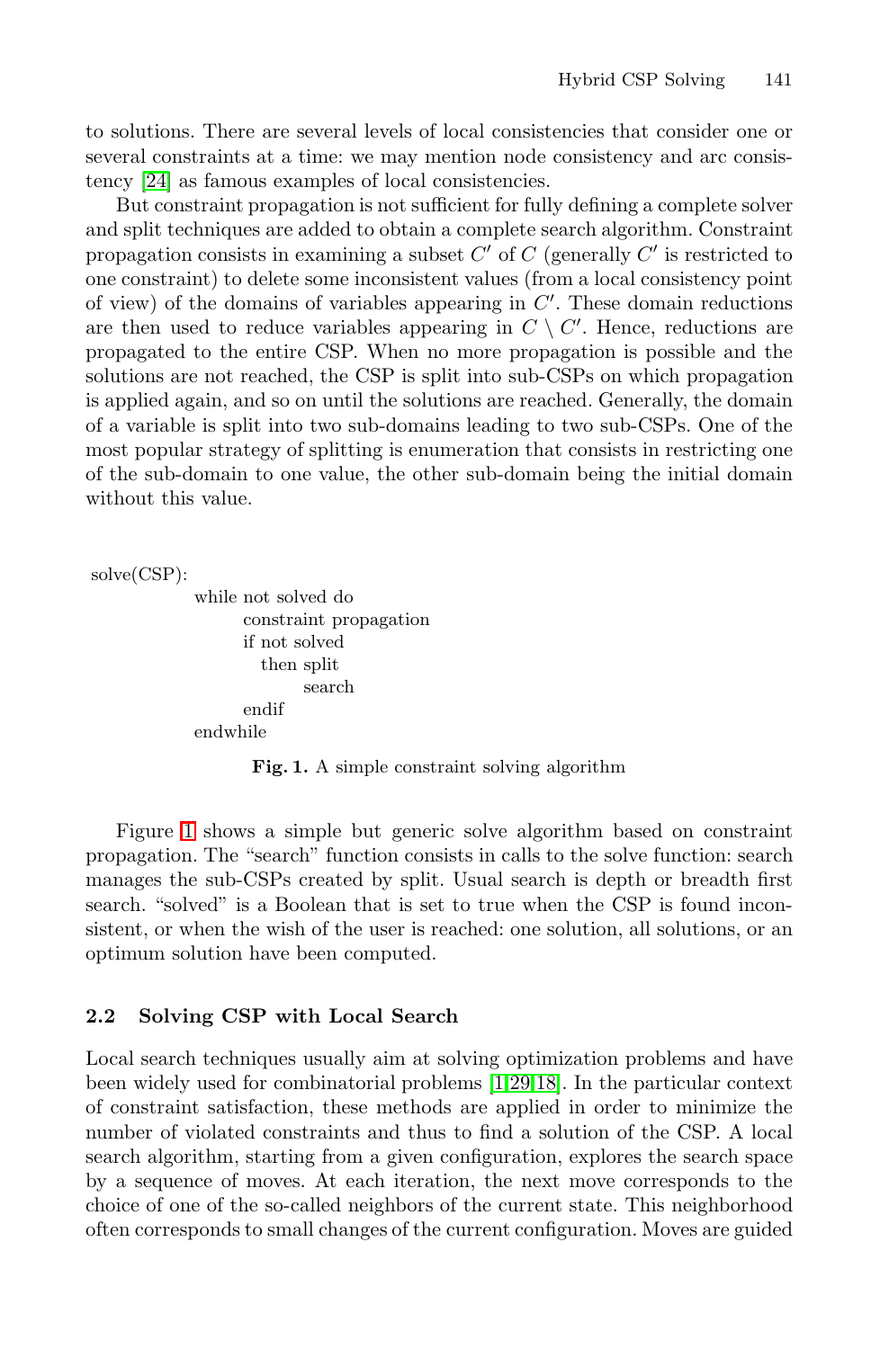to solutions. There are several levels of local consistencies that consider one or several constraints at a time: we may mention node consistency and arc consistency [24] as famous examples of local consistencies.

But constraint propagation is not sufficient for fully defining a complete solver and split techniques are added to obtain a complete search algorithm. Constraint propagation consists in examining a subset $C'$ of $C$ (generally $C'$ is restricted to one constraint) to delete some inconsistent values (from a local consistency point of view) of the domains of variables appearing in $C'$. These domain reductions are then used to reduce variables appearing in $C \setminus C'$. Hence, reductions are propagated to the entire CSP. When no more propagation is possible and the solutions are not reached, the CSP is split into sub-CSPs on which propagation is applied again, and so on until the solutions are reached. Generally, the domain of a variable is split into two sub-domains leading to two sub-CSPs. One of the most popular strategy of splitting is enumeration that consists in restricting one of the sub-domain to one value, the other sub-domain being the initial domain without this value.

```
solve(CSP):
        while not solved do
            constraint propagation
            if not solved
              then split
                   search
            endif
        endwhile
```

**Fig. 1.** A simple constraint solving algorithm

Figure 1 shows a simple but generic solve algorithm based on constraint propagation. The "search" function consists in calls to the solve function: search manages the sub-CSPs created by split. Usual search is depth or breadth first search. "solved" is a Boolean that is set to true when the CSP is found inconsistent, or when the wish of the user is reached: one solution, all solutions, or an optimum solution have been computed.

### 2.2 Solving CSP with Local Search

Local search techniques usually aim at solving optimization problems and have been widely used for combinatorial problems [1,29,18]. In the particular context of constraint satisfaction, these methods are applied in order to minimize the number of violated constraints and thus to find a solution of the CSP. A local search algorithm, starting from a given configuration, explores the search space by a sequence of moves. At each iteration, the next move corresponds to the choice of one of the so-called neighbors of the current state. This neighborhood often corresponds to small changes of the current configuration. Moves are guided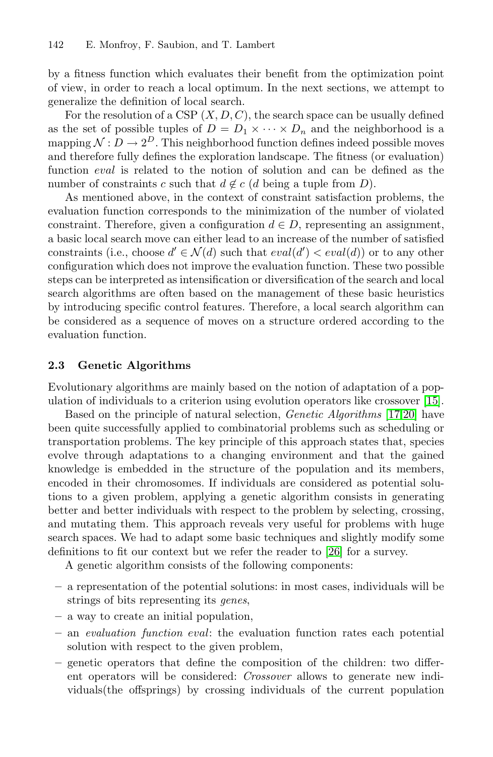by a fitness function which evaluates their benefit from the optimization point of view, in order to reach a local optimum. In the next sections, we attempt to generalize the definition of local search.

For the resolution of a CSP $(X, D, C)$, the search space can be usually defined as the set of possible tuples of $D = D_1 \times \cdots \times D_n$ and the neighborhood is a mapping $\mathcal{N} : D \rightarrow 2^D$. This neighborhood function defines indeed possible moves and therefore fully defines the exploration landscape. The fitness (or evaluation) function *eval* is related to the notion of solution and can be defined as the number of constraints $c$ such that $d \notin c$ ($d$ being a tuple from $D$).

As mentioned above, in the context of constraint satisfaction problems, the evaluation function corresponds to the minimization of the number of violated constraint. Therefore, given a configuration $d \in D$, representing an assignment, a basic local search move can either lead to an increase of the number of satisfied constraints (i.e., choose $d' \in \mathcal{N}(d)$ such that $eval(d') < eval(d)$) or to any other configuration which does not improve the evaluation function. These two possible steps can be interpreted as intensification or diversification of the search and local search algorithms are often based on the management of these basic heuristics by introducing specific control features. Therefore, a local search algorithm can be considered as a sequence of moves on a structure ordered according to the evaluation function.

### 2.3 Genetic Algorithms

Evolutionary algorithms are mainly based on the notion of adaptation of a population of individuals to a criterion using evolution operators like crossover [15].

Based on the principle of natural selection, *Genetic Algorithms* [17,20] have been quite successfully applied to combinatorial problems such as scheduling or transportation problems. The key principle of this approach states that, species evolve through adaptations to a changing environment and that the gained knowledge is embedded in the structure of the population and its members, encoded in their chromosomes. If individuals are considered as potential solutions to a given problem, applying a genetic algorithm consists in generating better and better individuals with respect to the problem by selecting, crossing, and mutating them. This approach reveals very useful for problems with huge search spaces. We had to adapt some basic techniques and slightly modify some definitions to fit our context but we refer the reader to [26] for a survey.

A genetic algorithm consists of the following components:

– a representation of the potential solutions: in most cases, individuals will be strings of bits representing its *genes*,
– a way to create an initial population,
– an *evaluation function eval*: the evaluation function rates each potential solution with respect to the given problem,
– genetic operators that define the composition of the children: two different operators will be considered: *Crossover* allows to generate new individuals(the offsprings) by crossing individuals of the current population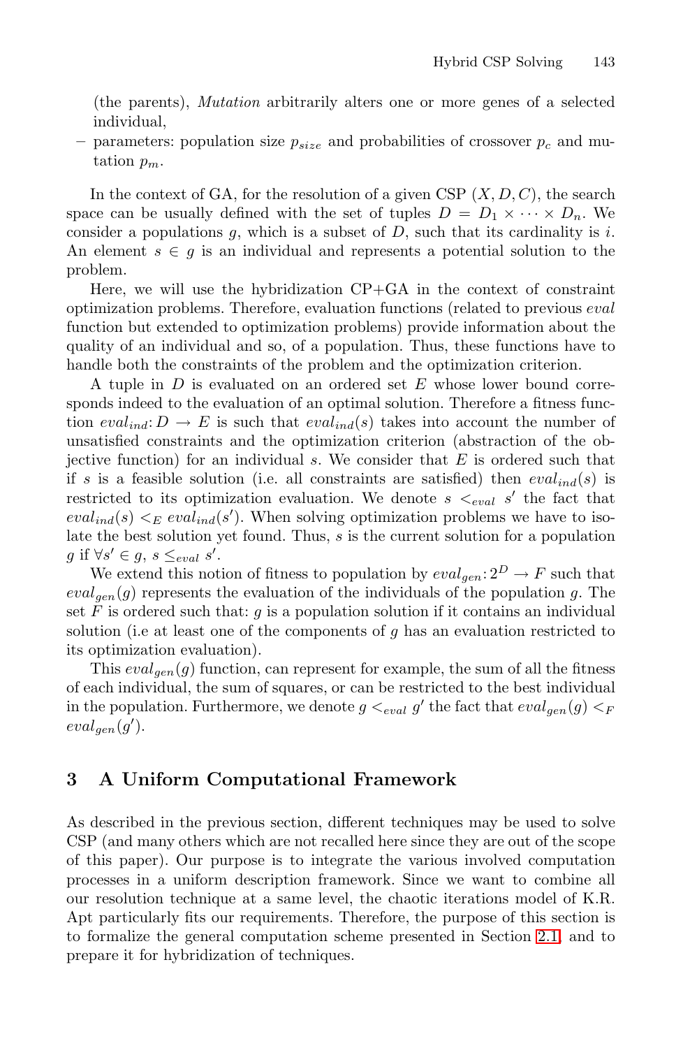(the parents), *Mutation* arbitrarily alters one or more genes of a selected individual,

– parameters: population size $p_{size}$ and probabilities of crossover $p_c$ and mutation $p_m$.

In the context of GA, for the resolution of a given CSP $(X, D, C)$, the search space can be usually defined with the set of tuples $D = D_1 \times \cdots \times D_n$. We consider a populations $g$, which is a subset of $D$, such that its cardinality is $i$. An element $s \in g$ is an individual and represents a potential solution to the problem.

Here, we will use the hybridization CP+GA in the context of constraint optimization problems. Therefore, evaluation functions (related to previous *eval* function but extended to optimization problems) provide information about the quality of an individual and so, of a population. Thus, these functions have to handle both the constraints of the problem and the optimization criterion.

A tuple in $D$ is evaluated on an ordered set $E$ whose lower bound corresponds indeed to the evaluation of an optimal solution. Therefore a fitness function $eval_{ind}: D \to E$ is such that $eval_{ind}(s)$ takes into account the number of unsatisfied constraints and the optimization criterion (abstraction of the objective function) for an individual $s$. We consider that $E$ is ordered such that if $s$ is a feasible solution (i.e. all constraints are satisfied) then $eval_{ind}(s)$ is restricted to its optimization evaluation. We denote $s <_{eval} s'$ the fact that $eval_{ind}(s) <_E eval_{ind}(s')$. When solving optimization problems we have to isolate the best solution yet found. Thus, $s$ is the current solution for a population $g$ if $\forall s' \in g$, $s \leq_{eval} s'$.

We extend this notion of fitness to population by $eval_{gen}: 2^D \to F$ such that $eval_{gen}(g)$ represents the evaluation of the individuals of the population $g$. The set $F$ is ordered such that: $g$ is a population solution if it contains an individual solution (i.e at least one of the components of $g$ has an evaluation restricted to its optimization evaluation).

This $eval_{gen}(g)$ function, can represent for example, the sum of all the fitness of each individual, the sum of squares, or can be restricted to the best individual in the population. Furthermore, we denote $g <_{eval} g'$ the fact that $eval_{gen}(g) <_F eval_{gen}(g')$.

## 3 A Uniform Computational Framework

As described in the previous section, different techniques may be used to solve CSP (and many others which are not recalled here since they are out of the scope of this paper). Our purpose is to integrate the various involved computation processes in a uniform description framework. Since we want to combine all our resolution technique at a same level, the chaotic iterations model of K.R. Apt particularly fits our requirements. Therefore, the purpose of this section is to formalize the general computation scheme presented in Section 2.1, and to prepare it for hybridization of techniques.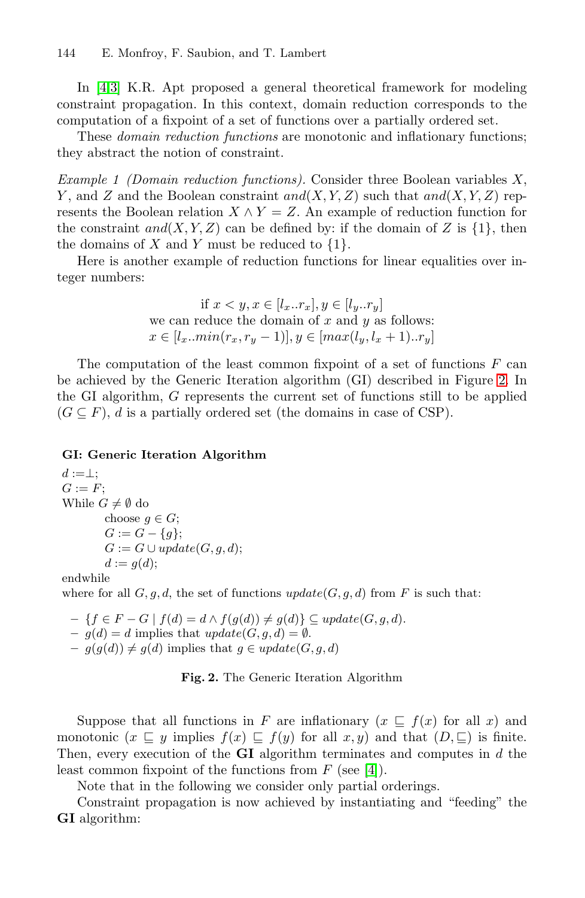In [4,3] K.R. Apt proposed a general theoretical framework for modeling constraint propagation. In this context, domain reduction corresponds to the computation of a fixpoint of a set of functions over a partially ordered set.

These *domain reduction functions* are monotonic and inflationary functions; they abstract the notion of constraint.

*Example 1 (Domain reduction functions).* Consider three Boolean variables $X$, $Y$, and $Z$ and the Boolean constraint $and(X, Y, Z)$ such that $and(X, Y, Z)$ represents the Boolean relation $X \wedge Y = Z$. An example of reduction function for the constraint $and(X, Y, Z)$ can be defined by: if the domain of $Z$ is $\{1\}$, then the domains of $X$ and $Y$ must be reduced to $\{1\}$.

Here is another example of reduction functions for linear equalities over integer numbers:

$$\begin{array}{c} \text{if } x < y, x \in [l_x..r_x], y \in [l_y..r_y] \\ \text{we can reduce the domain of } x \text{ and } y \text{ as follows:} \\ x \in [l_x..min(r_x, r_y - 1)], y \in [max(l_y, l_x + 1)..r_y] \end{array}$$

The computation of the least common fixpoint of a set of functions $F$ can be achieved by the Generic Iteration algorithm (GI) described in Figure 2. In the GI algorithm, $G$ represents the current set of functions still to be applied ($G \subseteq F$), $d$ is a partially ordered set (the domains in case of CSP).

**GI: Generic Iteration Algorithm**

$d := \bot$;
$G := F$;
While $G \neq \emptyset$ do
  choose $g \in G$;
  $G := G - \{g\}$;
  $G := G \cup update(G, g, d)$;
  $d := g(d)$;
endwhile

where for all $G, g, d$, the set of functions $update(G, g, d)$ from $F$ is such that:

- $\{f \in F - G \mid f(d) = d \wedge f(g(d)) \neq g(d)\} \subseteq update(G, g, d)$.
- $g(d) = d$ implies that $update(G, g, d) = \emptyset$.
- $g(g(d)) \neq g(d)$ implies that $g \in update(G, g, d)$

**Fig. 2.** The Generic Iteration Algorithm

Suppose that all functions in $F$ are inflationary ($x \sqsubseteq f(x)$ for all $x$) and monotonic ($x \sqsubseteq y$ implies $f(x) \sqsubseteq f(y)$ for all $x, y$) and that $(D, \sqsubseteq)$ is finite. Then, every execution of the **GI** algorithm terminates and computes in $d$ the least common fixpoint of the functions from $F$ (see [4]).

Note that in the following we consider only partial orderings.

Constraint propagation is now achieved by instantiating and "feeding" the **GI** algorithm: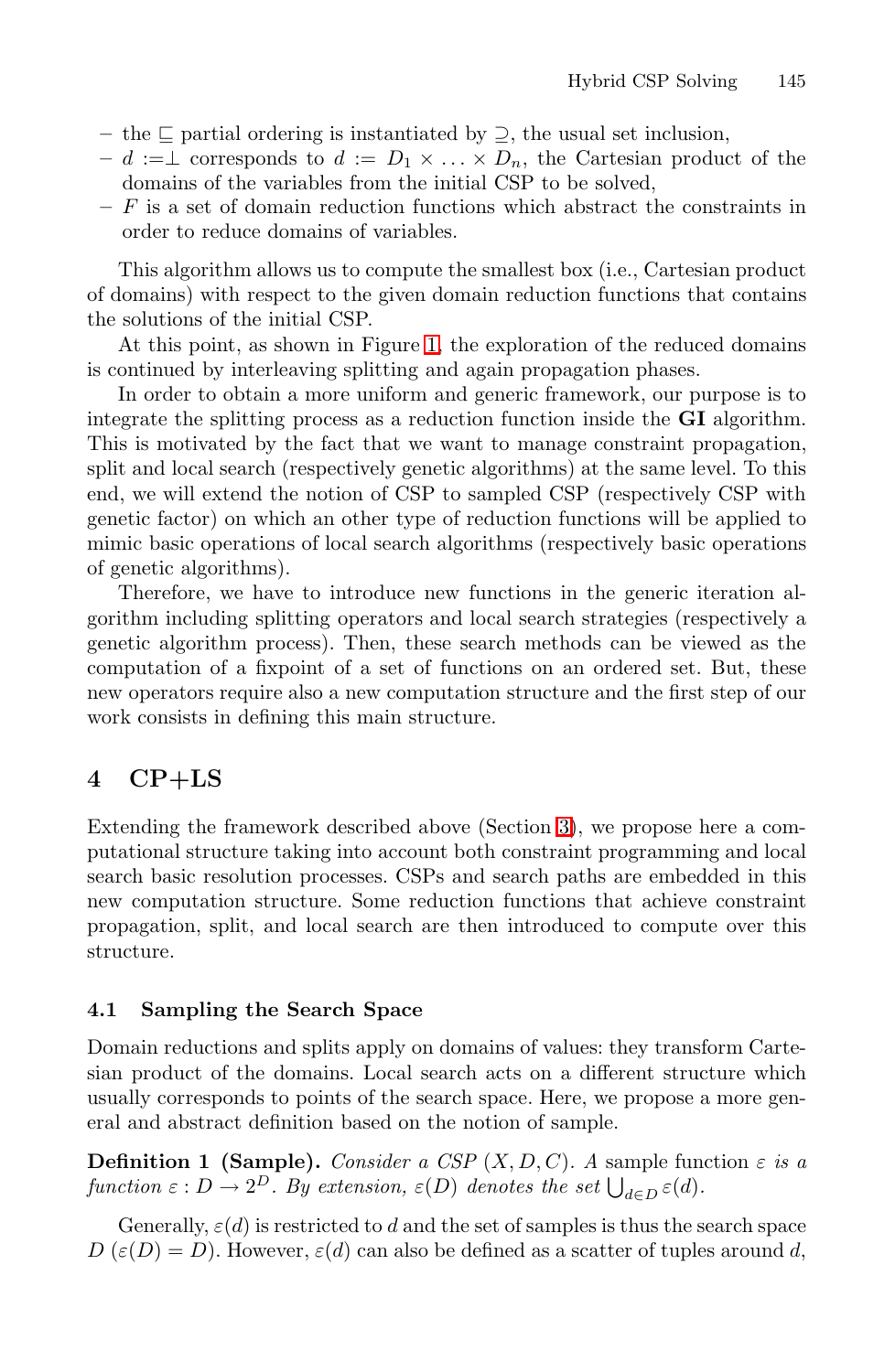- the $\sqsubseteq$ partial ordering is instantiated by $\supseteq$, the usual set inclusion,
- $d :=\perp$ corresponds to $d := D_1 \times \ldots \times D_n$, the Cartesian product of the domains of the variables from the initial CSP to be solved,
- $F$ is a set of domain reduction functions which abstract the constraints in order to reduce domains of variables.

This algorithm allows us to compute the smallest box (i.e., Cartesian product of domains) with respect to the given domain reduction functions that contains the solutions of the initial CSP.

At this point, as shown in Figure 1, the exploration of the reduced domains is continued by interleaving splitting and again propagation phases.

In order to obtain a more uniform and generic framework, our purpose is to integrate the splitting process as a reduction function inside the **GI** algorithm. This is motivated by the fact that we want to manage constraint propagation, split and local search (respectively genetic algorithms) at the same level. To this end, we will extend the notion of CSP to sampled CSP (respectively CSP with genetic factor) on which an other type of reduction functions will be applied to mimic basic operations of local search algorithms (respectively basic operations of genetic algorithms).

Therefore, we have to introduce new functions in the generic iteration algorithm including splitting operators and local search strategies (respectively a genetic algorithm process). Then, these search methods can be viewed as the computation of a fixpoint of a set of functions on an ordered set. But, these new operators require also a new computation structure and the first step of our work consists in defining this main structure.

## 4 CP+LS

Extending the framework described above (Section 3), we propose here a computational structure taking into account both constraint programming and local search basic resolution processes. CSPs and search paths are embedded in this new computation structure. Some reduction functions that achieve constraint propagation, split, and local search are then introduced to compute over this structure.

### 4.1 Sampling the Search Space

Domain reductions and splits apply on domains of values: they transform Cartesian product of the domains. Local search acts on a different structure which usually corresponds to points of the search space. Here, we propose a more general and abstract definition based on the notion of sample.

**Definition 1 (Sample).** *Consider a CSP $(X, D, C)$. A* sample function $\varepsilon$ *is a function $\varepsilon : D \to 2^D$. By extension, $\varepsilon(D)$ denotes the set $\bigcup_{d \in D} \varepsilon(d)$.*

Generally, $\varepsilon(d)$ is restricted to $d$ and the set of samples is thus the search space $D$ ($\varepsilon(D) = D$). However, $\varepsilon(d)$ can also be defined as a scatter of tuples around $d$,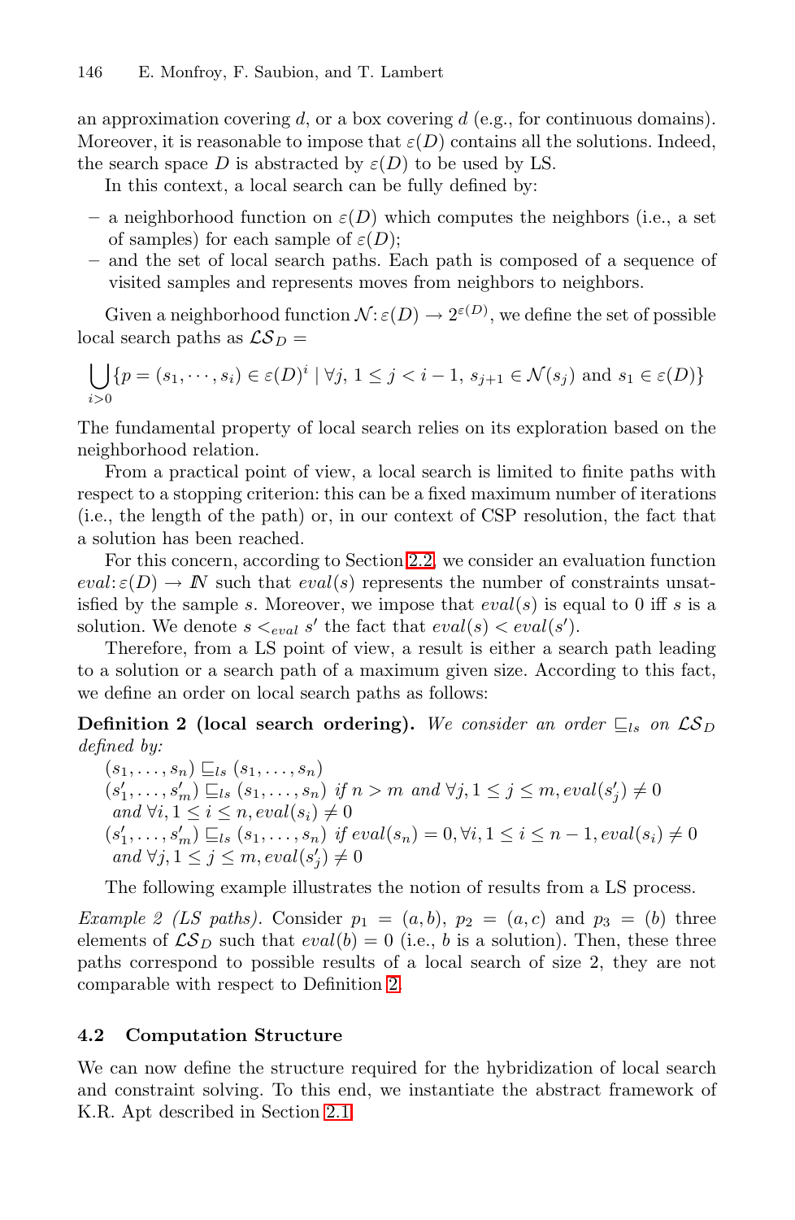an approximation covering $d$, or a box covering $d$ (e.g., for continuous domains). Moreover, it is reasonable to impose that $\varepsilon(D)$ contains all the solutions. Indeed, the search space $D$ is abstracted by $\varepsilon(D)$ to be used by LS.

In this context, a local search can be fully defined by:

- a neighborhood function on $\varepsilon(D)$ which computes the neighbors (i.e., a set of samples) for each sample of $\varepsilon(D)$;
- and the set of local search paths. Each path is composed of a sequence of visited samples and represents moves from neighbors to neighbors.

Given a neighborhood function $\mathcal{N}: \varepsilon(D) \to 2^{\varepsilon(D)}$, we define the set of possible local search paths as $\mathcal{LS}_D =$

$$\bigcup_{i>0} \{p = (s_1, \cdots, s_i) \in \varepsilon(D)^i \mid \forall j, 1 \leq j < i-1, s_{j+1} \in \mathcal{N}(s_j) \text{ and } s_1 \in \varepsilon(D)\}$$

The fundamental property of local search relies on its exploration based on the neighborhood relation.

From a practical point of view, a local search is limited to finite paths with respect to a stopping criterion: this can be a fixed maximum number of iterations (i.e., the length of the path) or, in our context of CSP resolution, the fact that a solution has been reached.

For this concern, according to Section 2.2, we consider an evaluation function $eval: \varepsilon(D) \to \mathbb{N}$ such that $eval(s)$ represents the number of constraints unsatisfied by the sample $s$. Moreover, we impose that $eval(s)$ is equal to 0 iff $s$ is a solution. We denote $s <_{eval} s'$ the fact that $eval(s) < eval(s')$.

Therefore, from a LS point of view, a result is either a search path leading to a solution or a search path of a maximum given size. According to this fact, we define an order on local search paths as follows:

**Definition 2 (local search ordering).** *We consider an order $\sqsubseteq_{ls}$ on $\mathcal{LS}_D$ defined by:*

$(s_1, \ldots, s_n) \sqsubseteq_{ls} (s_1, \ldots, s_n)$
$(s'_1, \ldots, s'_m) \sqsubseteq_{ls} (s_1, \ldots, s_n)$ *if* $n > m$ *and* $\forall j, 1 \leq j \leq m, eval(s'_j) \neq 0$ *and* $\forall i, 1 \leq i \leq n, eval(s_i) \neq 0$
$(s'_1, \ldots, s'_m) \sqsubseteq_{ls} (s_1, \ldots, s_n)$ *if* $eval(s_n) = 0, \forall i, 1 \leq i \leq n-1, eval(s_i) \neq 0$ *and* $\forall j, 1 \leq j \leq m, eval(s'_j) \neq 0$

The following example illustrates the notion of results from a LS process.

*Example 2 (LS paths).* Consider $p_1 = (a, b)$, $p_2 = (a, c)$ and $p_3 = (b)$ three elements of $\mathcal{LS}_D$ such that $eval(b) = 0$ (i.e., $b$ is a solution). Then, these three paths correspond to possible results of a local search of size 2, they are not comparable with respect to Definition 2.

### 4.2 Computation Structure

We can now define the structure required for the hybridization of local search and constraint solving. To this end, we instantiate the abstract framework of K.R. Apt described in Section 2.1.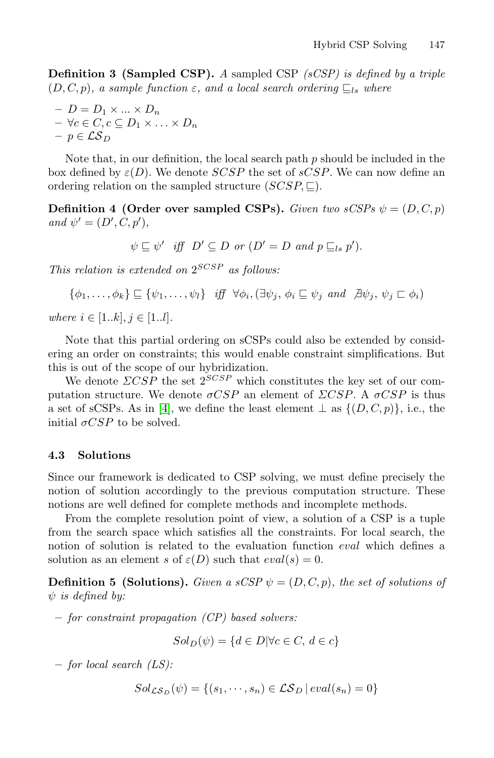**Definition 3 (Sampled CSP).** *A* sampled CSP *(sCSP) is defined by a triple* $(D, C, p)$*, a sample function* $\varepsilon$*, and a local search ordering* $\sqsubseteq_{ls}$ *where*

- $D = D_1 \times ... \times D_n$
- $\forall c \in C, c \subseteq D_1 \times \ldots \times D_n$
- $p \in \mathcal{LS}_D$

Note that, in our definition, the local search path $p$ should be included in the box defined by $\varepsilon(D)$. We denote $SCSP$ the set of $sCSP$. We can now define an ordering relation on the sampled structure $(SCSP, \sqsubseteq)$.

**Definition 4 (Order over sampled CSPs).** *Given two sCSPs* $\psi = (D, C, p)$ *and* $\psi' = (D', C, p')$*,*

$$\psi \sqsubseteq \psi' \quad \textit{iff} \quad D' \subseteq D \textit{ or } (D' = D \textit{ and } p \sqsubseteq_{ls} p').$$

*This relation is extended on* $2^{SCSP}$ *as follows:*

$$\{\phi_1, \ldots, \phi_k\} \sqsubseteq \{\psi_1, \ldots, \psi_l\} \quad \textit{iff} \quad \forall \phi_i, (\exists \psi_j,\ \phi_i \sqsubseteq \psi_j \textit{ and } \nexists \psi_j,\ \psi_j \sqsubset \phi_i)$$

*where* $i \in [1..k], j \in [1..l]$*.*

Note that this partial ordering on sCSPs could also be extended by considering an order on constraints; this would enable constraint simplifications. But this is out of the scope of our hybridization.

We denote $\Sigma CSP$ the set $2^{SCSP}$ which constitutes the key set of our computation structure. We denote $\sigma CSP$ an element of $\Sigma CSP$. A $\sigma CSP$ is thus a set of sCSPs. As in [4], we define the least element $\perp$ as $\{(D, C, p)\}$, i.e., the initial $\sigma CSP$ to be solved.

### 4.3 Solutions

Since our framework is dedicated to CSP solving, we must define precisely the notion of solution accordingly to the previous computation structure. These notions are well defined for complete methods and incomplete methods.

From the complete resolution point of view, a solution of a CSP is a tuple from the search space which satisfies all the constraints. For local search, the notion of solution is related to the evaluation function *eval* which defines a solution as an element $s$ of $\varepsilon(D)$ such that $eval(s) = 0$.

**Definition 5 (Solutions).** *Given a sCSP* $\psi = (D, C, p)$*, the set of solutions of* $\psi$ *is defined by:*

- *for constraint propagation (CP) based solvers:*

$$Sol_D(\psi) = \{d \in D | \forall c \in C,\ d \in c\}$$

- *for local search (LS):*

$$Sol_{\mathcal{LS}_D}(\psi) = \{(s_1, \cdots, s_n) \in \mathcal{LS}_D \,|\, eval(s_n) = 0\}$$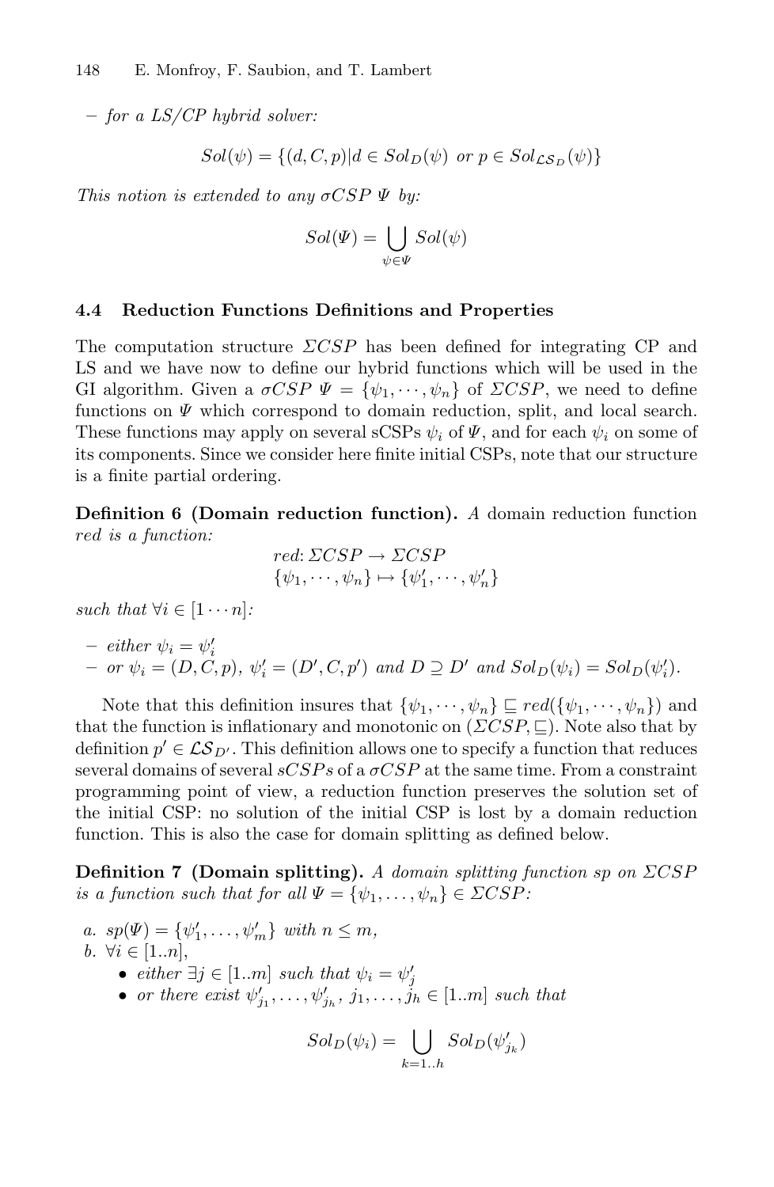– *for a LS/CP hybrid solver:*

$$Sol(\psi) = \{(d, C, p) | d \in Sol_D(\psi) \text{ or } p \in Sol_{\mathcal{LS}_D}(\psi)\}$$

*This notion is extended to any $\sigma CSP$ $\Psi$ by:*

$$Sol(\Psi) = \bigcup_{\psi \in \Psi} Sol(\psi)$$

### 4.4 Reduction Functions Definitions and Properties

The computation structure $\Sigma CSP$ has been defined for integrating CP and LS and we have now to define our hybrid functions which will be used in the GI algorithm. Given a $\sigma CSP$ $\Psi = \{\psi_1, \cdots, \psi_n\}$ of $\Sigma CSP$, we need to define functions on $\Psi$ which correspond to domain reduction, split, and local search. These functions may apply on several sCSPs $\psi_i$ of $\Psi$, and for each $\psi_i$ on some of its components. Since we consider here finite initial CSPs, note that our structure is a finite partial ordering.

**Definition 6 (Domain reduction function).** *A* domain reduction function *red is a function:*

$$red \colon \Sigma CSP \to \Sigma CSP$$
$$\{\psi_1, \cdots, \psi_n\} \mapsto \{\psi'_1, \cdots, \psi'_n\}$$

*such that* $\forall i \in [1 \cdots n]$:

- *either* $\psi_i = \psi'_i$
- *or* $\psi_i = (D, C, p)$, $\psi'_i = (D', C, p')$ *and* $D \supseteq D'$ *and* $Sol_D(\psi_i) = Sol_D(\psi'_i)$.

Note that this definition insures that $\{\psi_1, \cdots, \psi_n\} \sqsubseteq red(\{\psi_1, \cdots, \psi_n\})$ and that the function is inflationary and monotonic on $(\Sigma CSP, \sqsubseteq)$. Note also that by definition $p' \in \mathcal{LS}_{D'}$. This definition allows one to specify a function that reduces several domains of several *sCSPs* of a $\sigma CSP$ at the same time. From a constraint programming point of view, a reduction function preserves the solution set of the initial CSP: no solution of the initial CSP is lost by a domain reduction function. This is also the case for domain splitting as defined below.

**Definition 7 (Domain splitting).** *A domain splitting function sp on $\Sigma CSP$ is a function such that for all $\Psi = \{\psi_1, \ldots, \psi_n\} \in \Sigma CSP$:*

*a.* $sp(\Psi) = \{\psi'_1, \ldots, \psi'_m\}$ *with* $n \leq m$,
*b.* $\forall i \in [1..n]$,
- *either* $\exists j \in [1..m]$ *such that* $\psi_i = \psi'_j$
- *or there exist* $\psi'_{j_1}, \ldots, \psi'_{j_h}$, $j_1, \ldots, j_h \in [1..m]$ *such that*

$$Sol_D(\psi_i) = \bigcup_{k=1..h} Sol_D(\psi'_{j_k})$$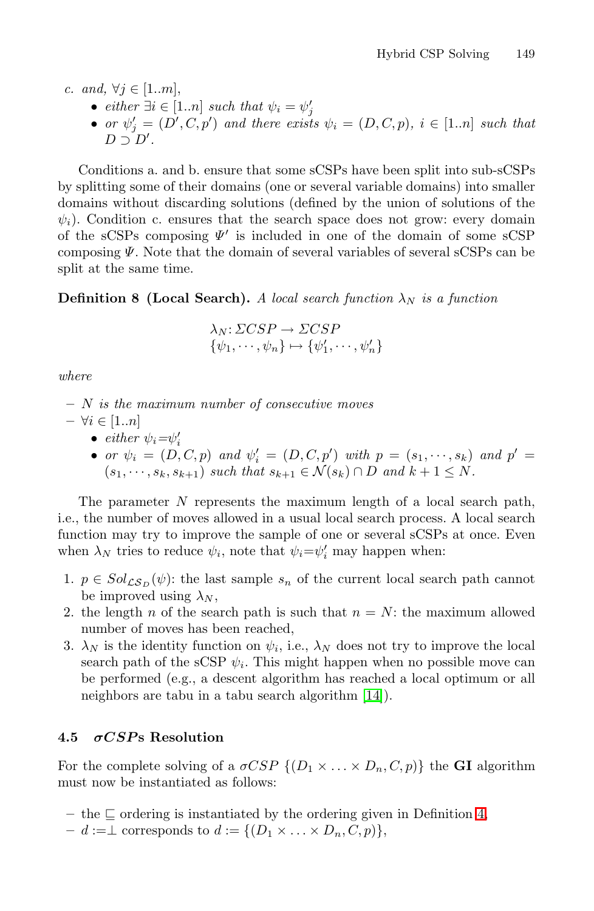*c. and,* $\forall j \in [1..m]$,
- *either* $\exists i \in [1..n]$ *such that* $\psi_i = \psi'_j$
- *or* $\psi'_j = (D', C, p')$ *and there exists* $\psi_i = (D, C, p)$, $i \in [1..n]$ *such that* $D \supset D'$.

Conditions a. and b. ensure that some sCSPs have been split into sub-sCSPs by splitting some of their domains (one or several variable domains) into smaller domains without discarding solutions (defined by the union of solutions of the $\psi_i$). Condition c. ensures that the search space does not grow: every domain of the sCSPs composing $\Psi'$ is included in one of the domain of some sCSP composing $\Psi$. Note that the domain of several variables of several sCSPs can be split at the same time.

**Definition 8 (Local Search).** *A local search function* $\lambda_N$ *is a function*

$$\begin{aligned} \lambda_N \colon & \Sigma CSP \rightarrow \Sigma CSP \\ & \{\psi_1, \cdots, \psi_n\} \mapsto \{\psi'_1, \cdots, \psi'_n\} \end{aligned}$$

*where*

- $N$ *is the maximum number of consecutive moves*
- $\forall i \in [1..n]$
  - *either* $\psi_i = \psi'_i$
  - *or* $\psi_i = (D, C, p)$ *and* $\psi'_i = (D, C, p')$ *with* $p = (s_1, \cdots, s_k)$ *and* $p' = (s_1, \cdots, s_k, s_{k+1})$ *such that* $s_{k+1} \in \mathcal{N}(s_k) \cap D$ *and* $k + 1 \leq N$.

The parameter $N$ represents the maximum length of a local search path, i.e., the number of moves allowed in a usual local search process. A local search function may try to improve the sample of one or several sCSPs at once. Even when $\lambda_N$ tries to reduce $\psi_i$, note that $\psi_i = \psi'_i$ may happen when:

1. $p \in Sol_{\mathcal{LS}_D}(\psi)$: the last sample $s_n$ of the current local search path cannot be improved using $\lambda_N$,
2. the length $n$ of the search path is such that $n = N$: the maximum allowed number of moves has been reached,
3. $\lambda_N$ is the identity function on $\psi_i$, i.e., $\lambda_N$ does not try to improve the local search path of the sCSP $\psi_i$. This might happen when no possible move can be performed (e.g., a descent algorithm has reached a local optimum or all neighbors are tabu in a tabu search algorithm [14]).

### 4.5 $\sigma CSP$s Resolution

For the complete solving of a $\sigma CSP$ $\{(D_1 \times \ldots \times D_n, C, p)\}$ the **GI** algorithm must now be instantiated as follows:

- the $\sqsubseteq$ ordering is instantiated by the ordering given in Definition 4,
- $d := \perp$ corresponds to $d := \{(D_1 \times \ldots \times D_n, C, p)\}$,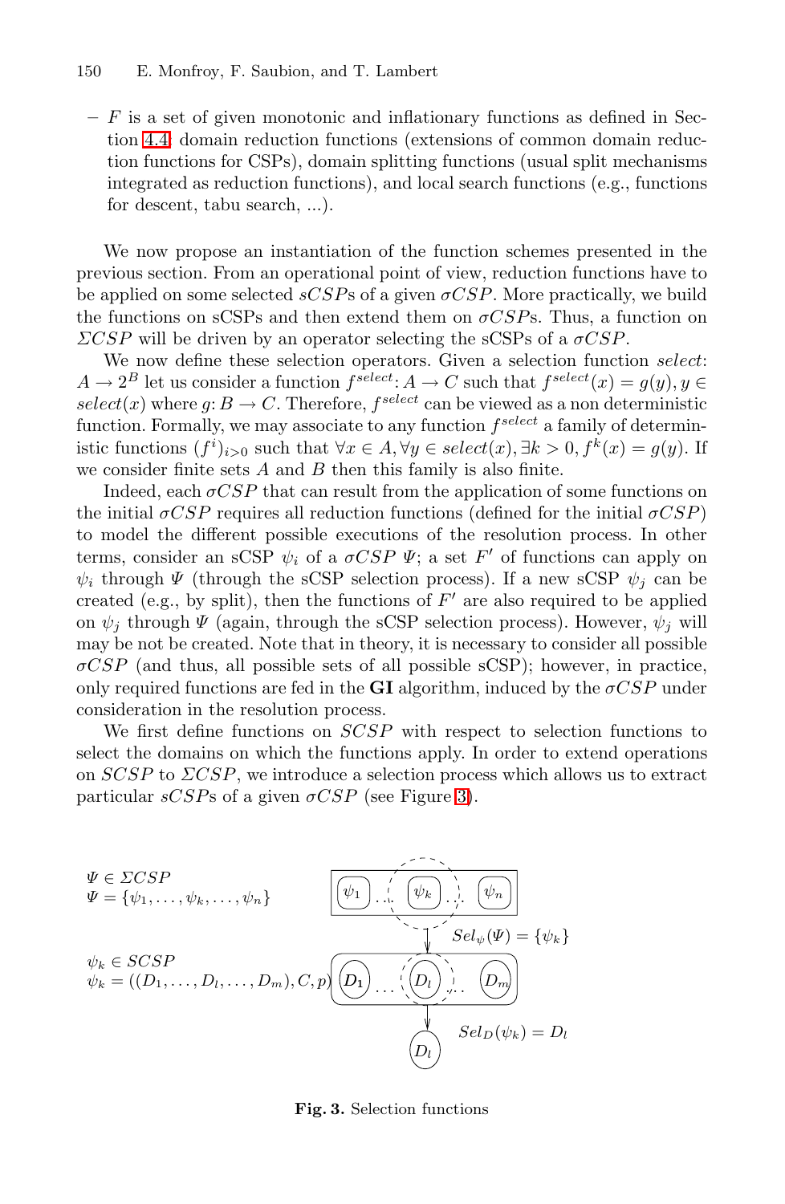– $F$ is a set of given monotonic and inflationary functions as defined in Section 4.4: domain reduction functions (extensions of common domain reduction functions for CSPs), domain splitting functions (usual split mechanisms integrated as reduction functions), and local search functions (e.g., functions for descent, tabu search, ...).

We now propose an instantiation of the function schemes presented in the previous section. From an operational point of view, reduction functions have to be applied on some selected $sCSP$s of a given $\sigma CSP$. More practically, we build the functions on sCSPs and then extend them on $\sigma CSP$s. Thus, a function on $\Sigma CSP$ will be driven by an operator selecting the sCSPs of a $\sigma CSP$.

We now define these selection operators. Given a selection function $select$: $A \rightarrow 2^B$ let us consider a function $f^{select}\colon A \rightarrow C$ such that $f^{select}(x) = g(y), y \in select(x)$ where $g\colon B \rightarrow C$. Therefore, $f^{select}$ can be viewed as a non deterministic function. Formally, we may associate to any function $f^{select}$ a family of deterministic functions $(f^i)_{i>0}$ such that $\forall x \in A, \forall y \in select(x), \exists k > 0, f^k(x) = g(y)$. If we consider finite sets $A$ and $B$ then this family is also finite.

Indeed, each $\sigma CSP$ that can result from the application of some functions on the initial $\sigma CSP$ requires all reduction functions (defined for the initial $\sigma CSP$) to model the different possible executions of the resolution process. In other terms, consider an sCSP $\psi_i$ of a $\sigma CSP$ $\Psi$; a set $F'$ of functions can apply on $\psi_i$ through $\Psi$ (through the sCSP selection process). If a new sCSP $\psi_j$ can be created (e.g., by split), then the functions of $F'$ are also required to be applied on $\psi_j$ through $\Psi$ (again, through the sCSP selection process). However, $\psi_j$ will may be not be created. Note that in theory, it is necessary to consider all possible $\sigma CSP$ (and thus, all possible sets of all possible sCSP); however, in practice, only required functions are fed in the **GI** algorithm, induced by the $\sigma CSP$ under consideration in the resolution process.

We first define functions on $SCSP$ with respect to selection functions to select the domains on which the functions apply. In order to extend operations on $SCSP$ to $\Sigma CSP$, we introduce a selection process which allows us to extract particular $sCSP$s of a given $\sigma CSP$ (see Figure 3).

$\Psi \in \Sigma CSP$
$\Psi = \{\psi_1, \ldots, \psi_k, \ldots, \psi_n\}$

$\psi_k \in SCSP$
$\psi_k = ((D_1, \ldots, D_l, \ldots, D_m), C, p)$

$Sel_\psi(\Psi) = \{\psi_k\}$

$Sel_D(\psi_k) = D_l$

**Fig. 3.** Selection functions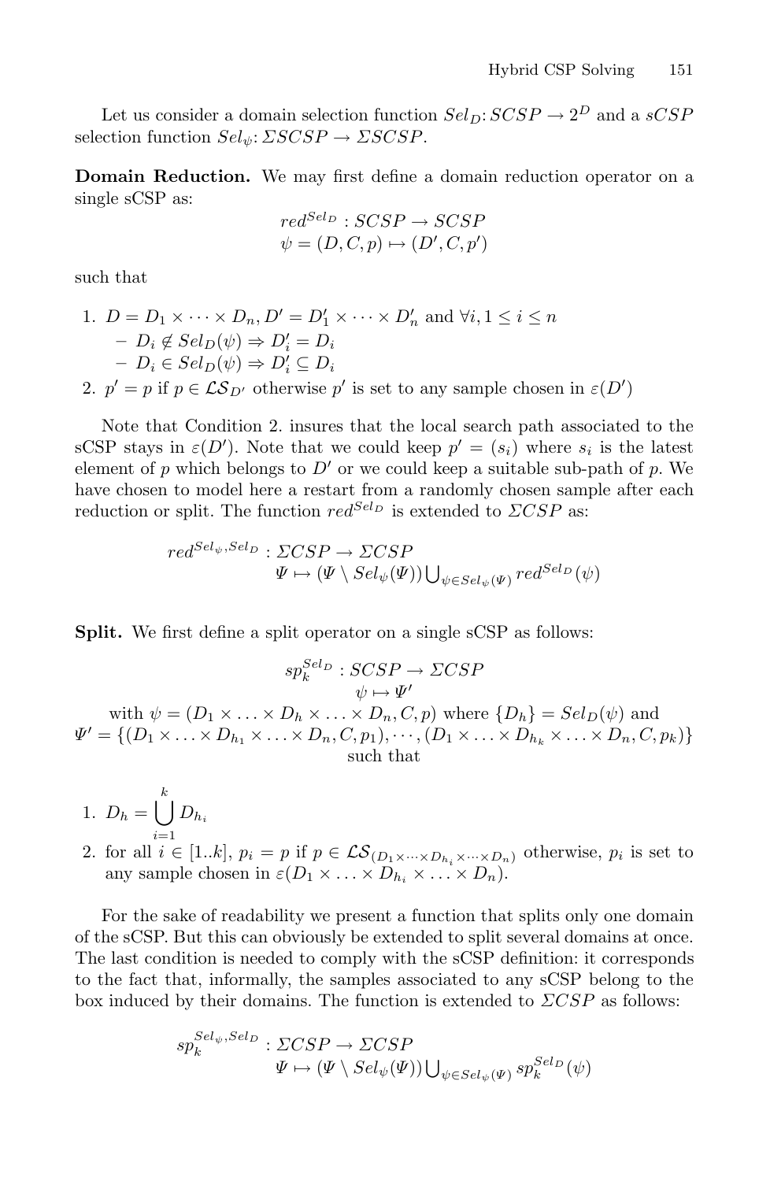Let us consider a domain selection function $Sel_D: SCSP \rightarrow 2^D$ and a *sCSP* selection function $Sel_\psi: \Sigma SCSP \rightarrow \Sigma SCSP$.

**Domain Reduction.** We may first define a domain reduction operator on a single sCSP as:

$$
\begin{aligned}
&red^{Sel_D} : SCSP \rightarrow SCSP \\
&\psi = (D, C, p) \mapsto (D', C, p')
\end{aligned}
$$

such that

1. $D = D_1 \times \cdots \times D_n, D' = D'_1 \times \cdots \times D'_n$ and $\forall i, 1 \leq i \leq n$
   - $D_i \notin Sel_D(\psi) \Rightarrow D'_i = D_i$
   - $D_i \in Sel_D(\psi) \Rightarrow D'_i \subseteq D_i$
2. $p' = p$ if $p \in \mathcal{LS}_{D'}$ otherwise $p'$ is set to any sample chosen in $\varepsilon(D')$

Note that Condition 2. insures that the local search path associated to the sCSP stays in $\varepsilon(D')$. Note that we could keep $p' = (s_i)$ where $s_i$ is the latest element of $p$ which belongs to $D'$ or we could keep a suitable sub-path of $p$. We have chosen to model here a restart from a randomly chosen sample after each reduction or split. The function $red^{Sel_D}$ is extended to $\Sigma CSP$ as:

$$
\begin{aligned}
red^{Sel_\psi, Sel_D} &: \Sigma CSP \rightarrow \Sigma CSP \\
&\Psi \mapsto (\Psi \setminus Sel_\psi(\Psi)) \bigcup_{\psi \in Sel_\psi(\Psi)} red^{Sel_D}(\psi)
\end{aligned}
$$

**Split.** We first define a split operator on a single sCSP as follows:

$$
\begin{aligned}
&sp_k^{Sel_D} : SCSP \rightarrow \Sigma CSP \\
&\psi \mapsto \Psi'
\end{aligned}
$$

with $\psi = (D_1 \times \ldots \times D_h \times \ldots \times D_n, C, p)$ where $\{D_h\} = Sel_D(\psi)$ and $\Psi' = \{(D_1 \times \ldots \times D_{h_1} \times \ldots \times D_n, C, p_1), \cdots, (D_1 \times \ldots \times D_{h_k} \times \ldots \times D_n, C, p_k)\}$ such that

1. $D_h = \bigcup_{i=1}^{k} D_{h_i}$
2. for all $i \in [1..k]$, $p_i = p$ if $p \in \mathcal{LS}_{(D_1 \times \cdots \times D_{h_i} \times \cdots \times D_n)}$ otherwise, $p_i$ is set to any sample chosen in $\varepsilon(D_1 \times \ldots \times D_{h_i} \times \ldots \times D_n)$.

For the sake of readability we present a function that splits only one domain of the sCSP. But this can obviously be extended to split several domains at once. The last condition is needed to comply with the sCSP definition: it corresponds to the fact that, informally, the samples associated to any sCSP belong to the box induced by their domains. The function is extended to $\Sigma CSP$ as follows:

$$
\begin{aligned}
sp_k^{Sel_\psi, Sel_D} &: \Sigma CSP \rightarrow \Sigma CSP \\
&\Psi \mapsto (\Psi \setminus Sel_\psi(\Psi)) \bigcup_{\psi \in Sel_\psi(\Psi)} sp_k^{Sel_D}(\psi)
\end{aligned}
$$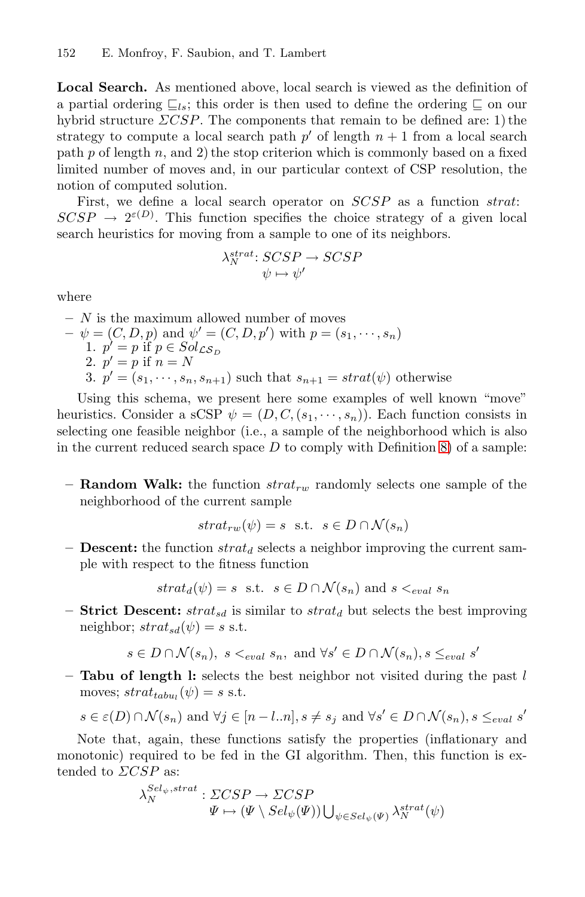**Local Search.** As mentioned above, local search is viewed as the definition of a partial ordering $\sqsubseteq_{ls}$; this order is then used to define the ordering $\sqsubseteq$ on our hybrid structure $\Sigma CSP$. The components that remain to be defined are: 1) the strategy to compute a local search path $p'$ of length $n+1$ from a local search path $p$ of length $n$, and 2) the stop criterion which is commonly based on a fixed limited number of moves and, in our particular context of CSP resolution, the notion of computed solution.

First, we define a local search operator on $SCSP$ as a function $strat$: $SCSP \rightarrow 2^{\varepsilon(D)}$. This function specifies the choice strategy of a given local search heuristics for moving from a sample to one of its neighbors.

$$\lambda_N^{strat}: SCSP \rightarrow SCSP$$
$$\psi \mapsto \psi'$$

where

- $N$ is the maximum allowed number of moves
- $\psi = (C, D, p)$ and $\psi' = (C, D, p')$ with $p = (s_1, \cdots, s_n)$
  1. $p' = p$ if $p \in Sol_{\mathcal{LS}_D}$
  2. $p' = p$ if $n = N$
  3. $p' = (s_1, \cdots, s_n, s_{n+1})$ such that $s_{n+1} = strat(\psi)$ otherwise

Using this schema, we present here some examples of well known "move" heuristics. Consider a sCSP $\psi = (D, C, (s_1, \cdots, s_n))$. Each function consists in selecting one feasible neighbor (i.e., a sample of the neighborhood which is also in the current reduced search space $D$ to comply with Definition 8) of a sample:

- **Random Walk:** the function $strat_{rw}$ randomly selects one sample of the neighborhood of the current sample
$$strat_{rw}(\psi) = s \text{ s.t. } s \in D \cap \mathcal{N}(s_n)$$
- **Descent:** the function $strat_d$ selects a neighbor improving the current sample with respect to the fitness function
$$strat_d(\psi) = s \text{ s.t. } s \in D \cap \mathcal{N}(s_n) \text{ and } s <_{eval} s_n$$
- **Strict Descent:** $strat_{sd}$ is similar to $strat_d$ but selects the best improving neighbor; $strat_{sd}(\psi) = s$ s.t.
$$s \in D \cap \mathcal{N}(s_n),\ s <_{eval} s_n, \text{ and } \forall s' \in D \cap \mathcal{N}(s_n), s \leq_{eval} s'$$
- **Tabu of length l:** selects the best neighbor not visited during the past $l$ moves; $strat_{tabu_l}(\psi) = s$ s.t.
$$s \in \varepsilon(D) \cap \mathcal{N}(s_n) \text{ and } \forall j \in [n-l..n], s \neq s_j \text{ and } \forall s' \in D \cap \mathcal{N}(s_n), s \leq_{eval} s'$$

Note that, again, these functions satisfy the properties (inflationary and monotonic) required to be fed in the GI algorithm. Then, this function is extended to $\Sigma CSP$ as:

$$\lambda_N^{Sel_\psi, strat} : \Sigma CSP \rightarrow \Sigma CSP$$
$$\Psi \mapsto (\Psi \setminus Sel_\psi(\Psi)) \bigcup_{\psi \in Sel_\psi(\Psi)} \lambda_N^{strat}(\psi)$$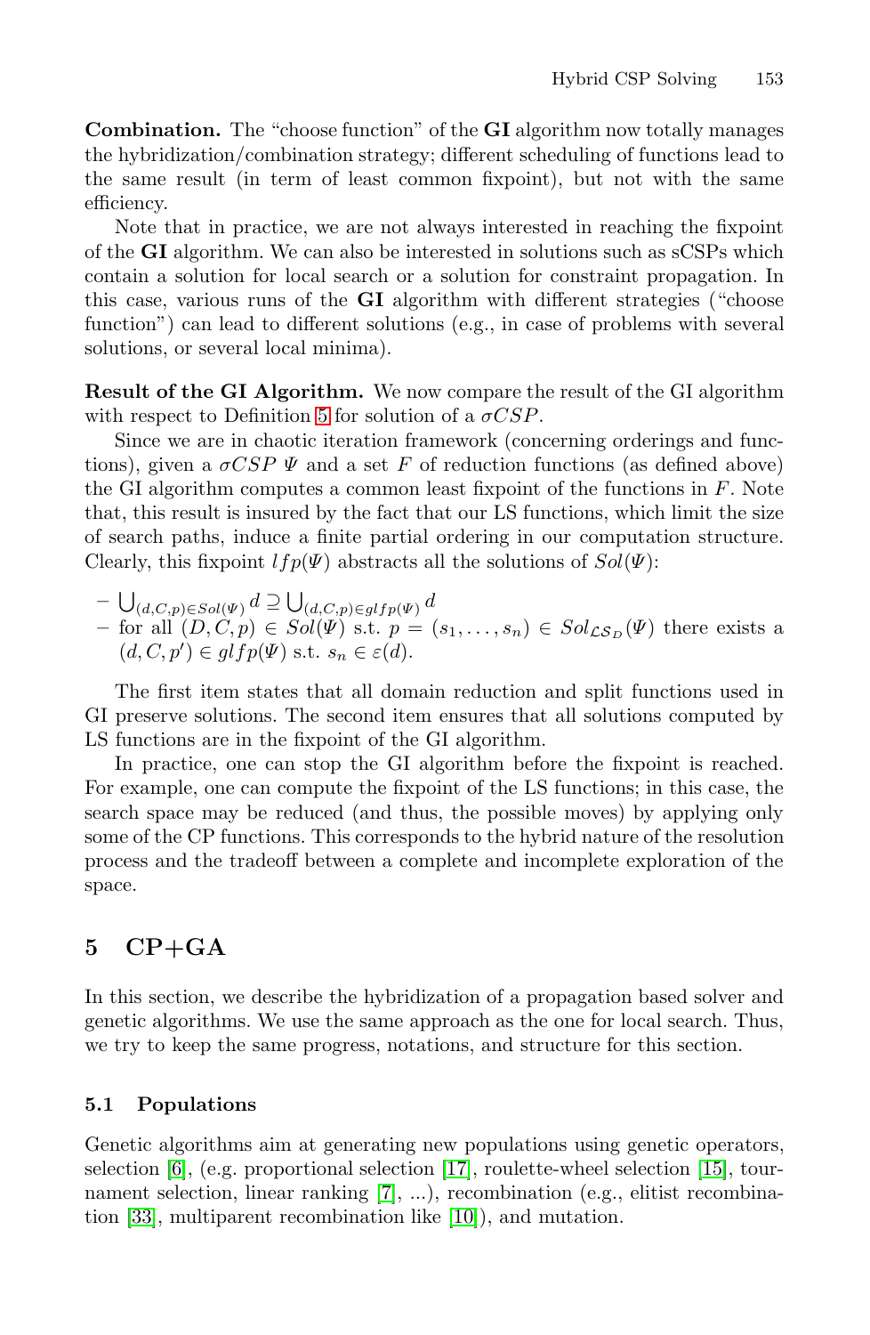**Combination.** The "choose function" of the **GI** algorithm now totally manages the hybridization/combination strategy; different scheduling of functions lead to the same result (in term of least common fixpoint), but not with the same efficiency.

Note that in practice, we are not always interested in reaching the fixpoint of the **GI** algorithm. We can also be interested in solutions such as sCSPs which contain a solution for local search or a solution for constraint propagation. In this case, various runs of the **GI** algorithm with different strategies ("choose function") can lead to different solutions (e.g., in case of problems with several solutions, or several local minima).

**Result of the GI Algorithm.** We now compare the result of the GI algorithm with respect to Definition 5 for solution of a $\sigma CSP$.

Since we are in chaotic iteration framework (concerning orderings and functions), given a $\sigma CSP$ $\Psi$ and a set $F$ of reduction functions (as defined above) the GI algorithm computes a common least fixpoint of the functions in $F$. Note that, this result is insured by the fact that our LS functions, which limit the size of search paths, induce a finite partial ordering in our computation structure. Clearly, this fixpoint $lfp(\Psi)$ abstracts all the solutions of $Sol(\Psi)$:

- $\bigcup_{(d,C,p)\in Sol(\Psi)} d \supseteq \bigcup_{(d,C,p)\in glfp(\Psi)} d$
- for all $(D, C, p) \in Sol(\Psi)$ s.t. $p = (s_1, \ldots, s_n) \in Sol_{\mathcal{LS}_D}(\Psi)$ there exists a $(d, C, p') \in glfp(\Psi)$ s.t. $s_n \in \varepsilon(d)$.

The first item states that all domain reduction and split functions used in GI preserve solutions. The second item ensures that all solutions computed by LS functions are in the fixpoint of the GI algorithm.

In practice, one can stop the GI algorithm before the fixpoint is reached. For example, one can compute the fixpoint of the LS functions; in this case, the search space may be reduced (and thus, the possible moves) by applying only some of the CP functions. This corresponds to the hybrid nature of the resolution process and the tradeoff between a complete and incomplete exploration of the space.

## 5 CP+GA

In this section, we describe the hybridization of a propagation based solver and genetic algorithms. We use the same approach as the one for local search. Thus, we try to keep the same progress, notations, and structure for this section.

### 5.1 Populations

Genetic algorithms aim at generating new populations using genetic operators, selection [6], (e.g. proportional selection [17], roulette-wheel selection [15], tournament selection, linear ranking [7], ...), recombination (e.g., elitist recombination [33], multiparent recombination like [10]), and mutation.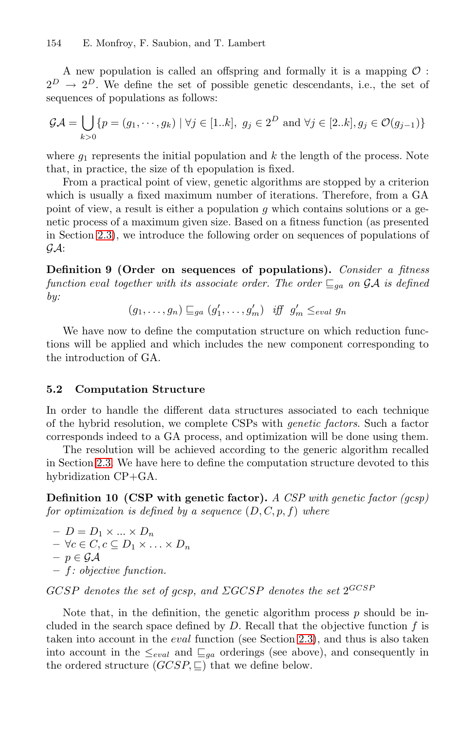A new population is called an offspring and formally it is a mapping $\mathcal{O} : 2^D \rightarrow 2^D$. We define the set of possible genetic descendants, i.e., the set of sequences of populations as follows:

$$\mathcal{GA} = \bigcup_{k>0} \{p = (g_1, \cdots, g_k) \mid \forall j \in [1..k],\ g_j \in 2^D \text{ and } \forall j \in [2..k], g_j \in \mathcal{O}(g_{j-1})\}$$

where $g_1$ represents the initial population and $k$ the length of the process. Note that, in practice, the size of th epopulation is fixed.

From a practical point of view, genetic algorithms are stopped by a criterion which is usually a fixed maximum number of iterations. Therefore, from a GA point of view, a result is either a population $g$ which contains solutions or a genetic process of a maximum given size. Based on a fitness function (as presented in Section 2.3), we introduce the following order on sequences of populations of $\mathcal{GA}$:

**Definition 9 (Order on sequences of populations).** *Consider a fitness function eval together with its associate order. The order $\sqsubseteq_{ga}$ on $\mathcal{GA}$ is defined by:*

$$(g_1, \ldots, g_n) \sqsubseteq_{ga} (g'_1, \ldots, g'_m) \quad \textit{iff} \quad g'_m \leq_{eval} g_n$$

We have now to define the computation structure on which reduction functions will be applied and which includes the new component corresponding to the introduction of GA.

### 5.2 Computation Structure

In order to handle the different data structures associated to each technique of the hybrid resolution, we complete CSPs with *genetic factors*. Such a factor corresponds indeed to a GA process, and optimization will be done using them.

The resolution will be achieved according to the generic algorithm recalled in Section 2.3. We have here to define the computation structure devoted to this hybridization CP+GA.

**Definition 10 (CSP with genetic factor).** *A CSP with genetic factor (gcsp) for optimization is defined by a sequence $(D, C, p, f)$ where*

- $D = D_1 \times ... \times D_n$
- $\forall c \in C, c \subseteq D_1 \times \ldots \times D_n$
- $p \in \mathcal{GA}$
- *$f$: objective function.*

*$GCSP$ denotes the set of gcsp, and $\Sigma GCSP$ denotes the set $2^{GCSP}$*

Note that, in the definition, the genetic algorithm process $p$ should be included in the search space defined by $D$. Recall that the objective function $f$ is taken into account in the *eval* function (see Section 2.3), and thus is also taken into account in the $\leq_{eval}$ and $\sqsubseteq_{ga}$ orderings (see above), and consequently in the ordered structure $(GCSP, \sqsubseteq)$ that we define below.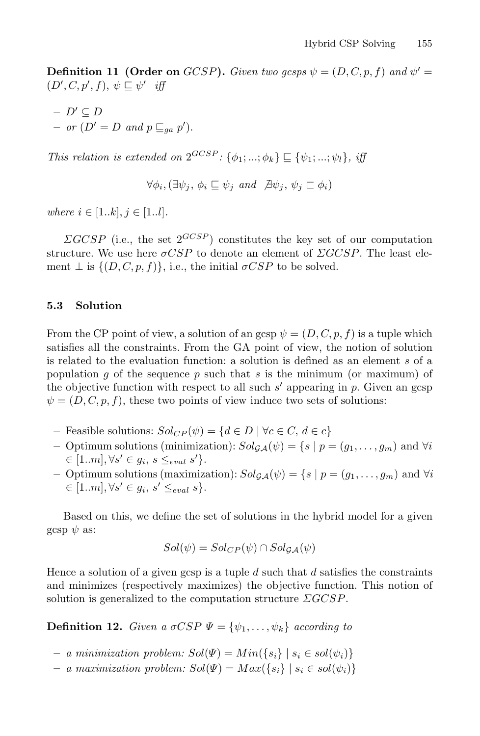**Definition 11 (Order on** $GCSP$**).** *Given two gcsps* $\psi = (D, C, p, f)$ *and* $\psi' = (D', C, p', f)$*,* $\psi \sqsubseteq \psi'$ *iff*

- $D' \subseteq D$
- *or* ($D' = D$ *and* $p \sqsubseteq_{ga} p'$).

*This relation is extended on* $2^{GCSP}$*:* $\{\phi_1; ...; \phi_k\} \sqsubseteq \{\psi_1; ...; \psi_l\}$*, iff*

$$\forall \phi_i, (\exists \psi_j,\ \phi_i \sqsubseteq \psi_j \text{ and } \nexists \psi_j,\ \psi_j \sqsubset \phi_i)$$

*where* $i \in [1..k], j \in [1..l]$.

$\Sigma GCSP$ (i.e., the set $2^{GCSP}$) constitutes the key set of our computation structure. We use here $\sigma CSP$ to denote an element of $\Sigma GCSP$. The least element $\bot$ is $\{(D, C, p, f)\}$, i.e., the initial $\sigma CSP$ to be solved.

### 5.3 Solution

From the CP point of view, a solution of an gcsp $\psi = (D, C, p, f)$ is a tuple which satisfies all the constraints. From the GA point of view, the notion of solution is related to the evaluation function: a solution is defined as an element $s$ of a population $g$ of the sequence $p$ such that $s$ is the minimum (or maximum) of the objective function with respect to all such $s'$ appearing in $p$. Given an gcsp $\psi = (D, C, p, f)$, these two points of view induce two sets of solutions:

- Feasible solutions: $Sol_{CP}(\psi) = \{d \in D \mid \forall c \in C,\ d \in c\}$
- Optimum solutions (minimization): $Sol_{\mathcal{GA}}(\psi) = \{s \mid p = (g_1, \ldots, g_m)$ and $\forall i \in [1..m], \forall s' \in g_i,\ s \leq_{eval} s'\}$.
- Optimum solutions (maximization): $Sol_{\mathcal{GA}}(\psi) = \{s \mid p = (g_1, \ldots, g_m)$ and $\forall i \in [1..m], \forall s' \in g_i,\ s' \leq_{eval} s\}$.

Based on this, we define the set of solutions in the hybrid model for a given gcsp $\psi$ as:

$$Sol(\psi) = Sol_{CP}(\psi) \cap Sol_{\mathcal{GA}}(\psi)$$

Hence a solution of a given gcsp is a tuple $d$ such that $d$ satisfies the constraints and minimizes (respectively maximizes) the objective function. This notion of solution is generalized to the computation structure $\Sigma GCSP$.

**Definition 12.** *Given a* $\sigma CSP$ $\Psi = \{\psi_1, \ldots, \psi_k\}$ *according to*

- *a minimization problem:* $Sol(\Psi) = Min(\{s_i\} \mid s_i \in sol(\psi_i)\}$
- *a maximization problem:* $Sol(\Psi) = Max(\{s_i\} \mid s_i \in sol(\psi_i)\}$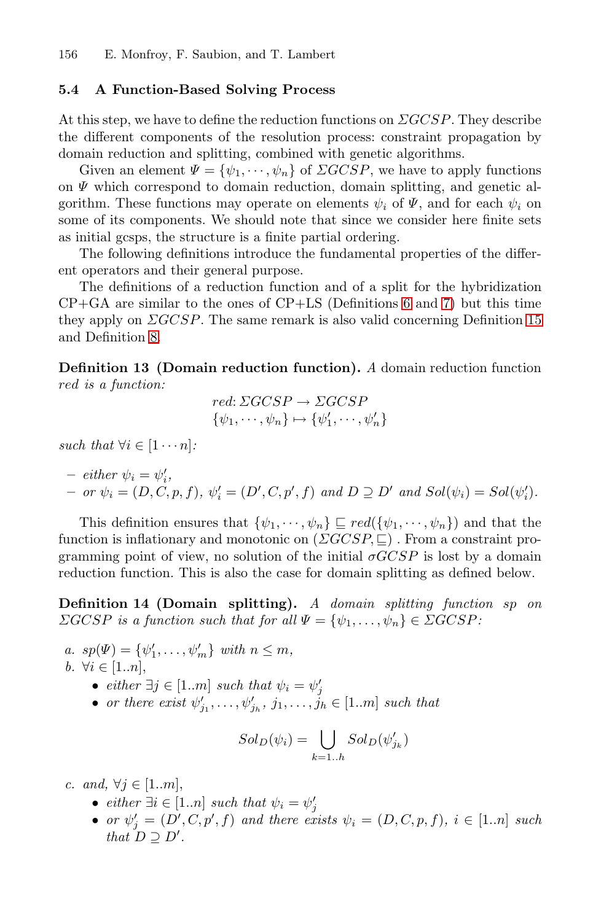### 5.4 A Function-Based Solving Process

At this step, we have to define the reduction functions on $\Sigma GCSP$. They describe the different components of the resolution process: constraint propagation by domain reduction and splitting, combined with genetic algorithms.

Given an element $\Psi = \{\psi_1, \cdots, \psi_n\}$ of $\Sigma GCSP$, we have to apply functions on $\Psi$ which correspond to domain reduction, domain splitting, and genetic algorithm. These functions may operate on elements $\psi_i$ of $\Psi$, and for each $\psi_i$ on some of its components. We should note that since we consider here finite sets as initial gcsps, the structure is a finite partial ordering.

The following definitions introduce the fundamental properties of the different operators and their general purpose.

The definitions of a reduction function and of a split for the hybridization CP+GA are similar to the ones of CP+LS (Definitions 6 and 7) but this time they apply on $\Sigma GCSP$. The same remark is also valid concerning Definition 15 and Definition 8.

**Definition 13 (Domain reduction function).** *A* domain reduction function *red is a function:*

$$red\colon \Sigma GCSP \rightarrow \Sigma GCSP$$
$$\{\psi_1, \cdots, \psi_n\} \mapsto \{\psi_1', \cdots, \psi_n'\}$$

*such that* $\forall i \in [1 \cdots n]$:

- *either* $\psi_i = \psi_i'$,
- *or* $\psi_i = (D, C, p, f)$, $\psi_i' = (D', C, p', f)$ *and* $D \supseteq D'$ *and* $Sol(\psi_i) = Sol(\psi_i')$.

This definition ensures that $\{\psi_1, \cdots, \psi_n\} \sqsubseteq red(\{\psi_1, \cdots, \psi_n\})$ and that the function is inflationary and monotonic on $(\Sigma GCSP, \sqsubseteq)$ . From a constraint programming point of view, no solution of the initial $\sigma GCSP$ is lost by a domain reduction function. This is also the case for domain splitting as defined below.

**Definition 14 (Domain splitting).** *A domain splitting function sp on $\Sigma GCSP$ is a function such that for all $\Psi = \{\psi_1, \ldots, \psi_n\} \in \Sigma GCSP$:*

*a.* $sp(\Psi) = \{\psi_1', \ldots, \psi_m'\}$ *with* $n \leq m$,

*b.* $\forall i \in [1..n]$,
- *either* $\exists j \in [1..m]$ *such that* $\psi_i = \psi_j'$
- *or there exist* $\psi_{j_1}', \ldots, \psi_{j_h}'$, $j_1, \ldots, j_h \in [1..m]$ *such that*

$$Sol_D(\psi_i) = \bigcup_{k=1..h} Sol_D(\psi_{j_k}')$$

*c. and,* $\forall j \in [1..m]$,
- *either* $\exists i \in [1..n]$ *such that* $\psi_i = \psi_j'$
- *or* $\psi_j' = (D', C, p', f)$ *and there exists* $\psi_i = (D, C, p, f)$, $i \in [1..n]$ *such that* $D \supseteq D'$.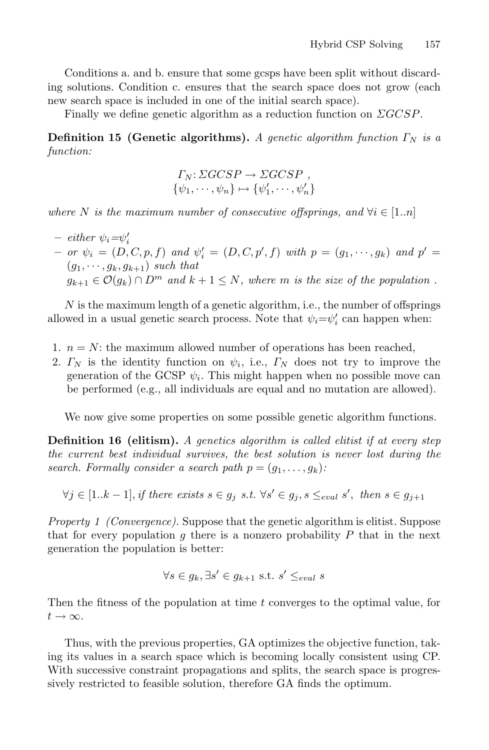Conditions a. and b. ensure that some gcsps have been split without discarding solutions. Condition c. ensures that the search space does not grow (each new search space is included in one of the initial search space).

Finally we define genetic algorithm as a reduction function on $\Sigma GCSP$.

**Definition 15 (Genetic algorithms).** *A genetic algorithm function $\Gamma_N$ is a function:*

$$\Gamma_N \colon \Sigma GCSP \rightarrow \Sigma GCSP \ ,$$
$$\{\psi_1, \cdots, \psi_n\} \mapsto \{\psi'_1, \cdots, \psi'_n\}$$

*where $N$ is the maximum number of consecutive offsprings, and $\forall i \in [1..n]$*

- *either $\psi_i = \psi'_i$*
- *or $\psi_i = (D, C, p, f)$ and $\psi'_i = (D, C, p', f)$ with $p = (g_1, \cdots, g_k)$ and $p' = (g_1, \cdots, g_k, g_{k+1})$ such that* $g_{k+1} \in \mathcal{O}(g_k) \cap D^m$ *and $k + 1 \leq N$, where $m$ is the size of the population .*

$N$ is the maximum length of a genetic algorithm, i.e., the number of offsprings allowed in a usual genetic search process. Note that $\psi_i = \psi'_i$ can happen when:

1. $n = N$: the maximum allowed number of operations has been reached,
2. $\Gamma_N$ is the identity function on $\psi_i$, i.e., $\Gamma_N$ does not try to improve the generation of the GCSP $\psi_i$. This might happen when no possible move can be performed (e.g., all individuals are equal and no mutation are allowed).

We now give some properties on some possible genetic algorithm functions.

**Definition 16 (elitism).** *A genetics algorithm is called elitist if at every step the current best individual survives, the best solution is never lost during the search. Formally consider a search path $p = (g_1, \ldots, g_k)$:*

$$\forall j \in [1..k-1], \text{if there exists } s \in g_j \text{ s.t. } \forall s' \in g_j, s \leq_{eval} s', \text{ then } s \in g_{j+1}$$

*Property 1 (Convergence).* Suppose that the genetic algorithm is elitist. Suppose that for every population $g$ there is a nonzero probability $P$ that in the next generation the population is better:

$$\forall s \in g_k, \exists s' \in g_{k+1} \text{ s.t. } s' \leq_{eval} s$$

Then the fitness of the population at time $t$ converges to the optimal value, for $t \rightarrow \infty$.

Thus, with the previous properties, GA optimizes the objective function, taking its values in a search space which is becoming locally consistent using CP. With successive constraint propagations and splits, the search space is progressively restricted to feasible solution, therefore GA finds the optimum.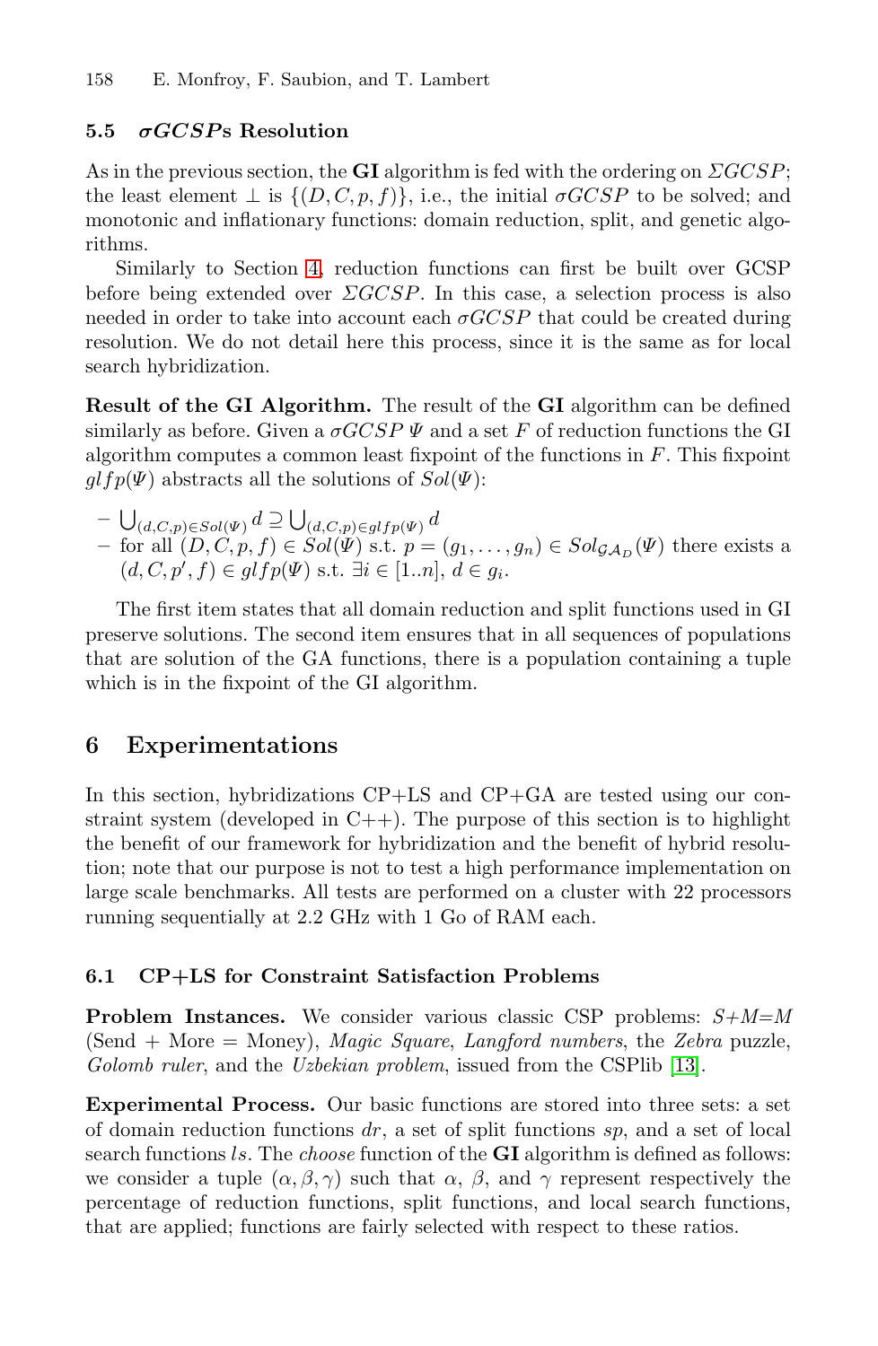### 5.5 $\sigma GCSP$s Resolution

As in the previous section, the **GI** algorithm is fed with the ordering on $\Sigma GCSP$; the least element $\perp$ is $\{(D, C, p, f)\}$, i.e., the initial $\sigma GCSP$ to be solved; and monotonic and inflationary functions: domain reduction, split, and genetic algorithms.

Similarly to Section 4, reduction functions can first be built over GCSP before being extended over $\Sigma GCSP$. In this case, a selection process is also needed in order to take into account each $\sigma GCSP$ that could be created during resolution. We do not detail here this process, since it is the same as for local search hybridization.

**Result of the GI Algorithm.** The result of the **GI** algorithm can be defined similarly as before. Given a $\sigma GCSP$ $\Psi$ and a set $F$ of reduction functions the GI algorithm computes a common least fixpoint of the functions in $F$. This fixpoint $glfp(\Psi)$ abstracts all the solutions of $Sol(\Psi)$:

- $\bigcup_{(d,C,p) \in Sol(\Psi)} d \supseteq \bigcup_{(d,C,p) \in glfp(\Psi)} d$
- for all $(D, C, p, f) \in Sol(\Psi)$ s.t. $p = (g_1, \ldots, g_n) \in Sol_{\mathcal{GA}_D}(\Psi)$ there exists a $(d, C, p', f) \in glfp(\Psi)$ s.t. $\exists i \in [1..n]$, $d \in g_i$.

The first item states that all domain reduction and split functions used in GI preserve solutions. The second item ensures that in all sequences of populations that are solution of the GA functions, there is a population containing a tuple which is in the fixpoint of the GI algorithm.

## 6 Experimentations

In this section, hybridizations CP+LS and CP+GA are tested using our constraint system (developed in C++). The purpose of this section is to highlight the benefit of our framework for hybridization and the benefit of hybrid resolution; note that our purpose is not to test a high performance implementation on large scale benchmarks. All tests are performed on a cluster with 22 processors running sequentially at 2.2 GHz with 1 Go of RAM each.

### 6.1 CP+LS for Constraint Satisfaction Problems

**Problem Instances.** We consider various classic CSP problems: *S+M=M* (Send + More = Money), *Magic Square*, *Langford numbers*, the *Zebra* puzzle, *Golomb ruler*, and the *Uzbekian problem*, issued from the CSPlib [13].

**Experimental Process.** Our basic functions are stored into three sets: a set of domain reduction functions $dr$, a set of split functions $sp$, and a set of local search functions $ls$. The *choose* function of the **GI** algorithm is defined as follows: we consider a tuple $(\alpha, \beta, \gamma)$ such that $\alpha$, $\beta$, and $\gamma$ represent respectively the percentage of reduction functions, split functions, and local search functions, that are applied; functions are fairly selected with respect to these ratios.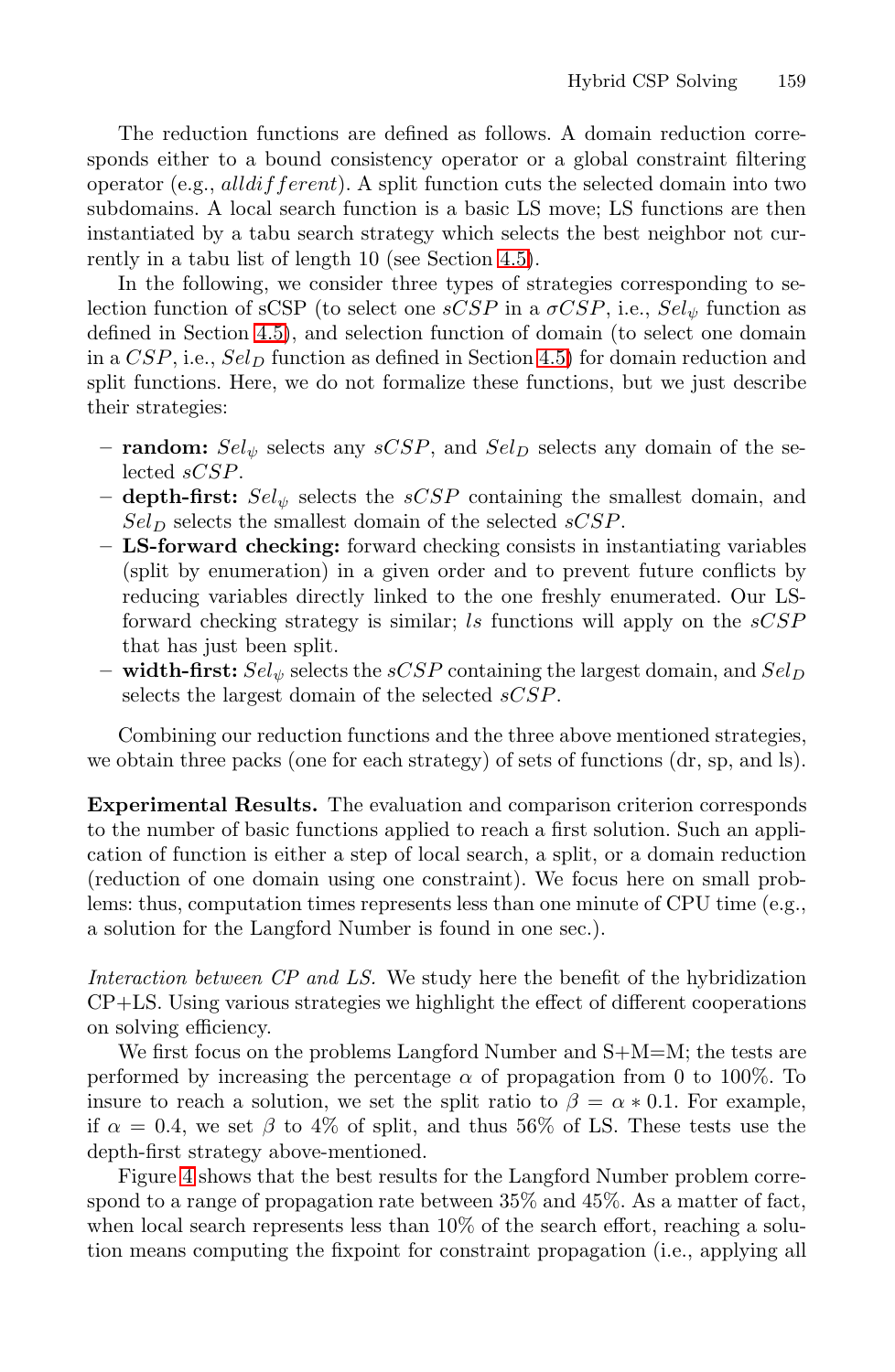The reduction functions are defined as follows. A domain reduction corresponds either to a bound consistency operator or a global constraint filtering operator (e.g., $alldifferent$). A split function cuts the selected domain into two subdomains. A local search function is a basic LS move; LS functions are then instantiated by a tabu search strategy which selects the best neighbor not currently in a tabu list of length 10 (see Section 4.5).

In the following, we consider three types of strategies corresponding to selection function of sCSP (to select one $sCSP$ in a $\sigma CSP$, i.e., $Sel_\psi$ function as defined in Section 4.5), and selection function of domain (to select one domain in a $CSP$, i.e., $Sel_D$ function as defined in Section 4.5) for domain reduction and split functions. Here, we do not formalize these functions, but we just describe their strategies:

- **random:** $Sel_\psi$ selects any $sCSP$, and $Sel_D$ selects any domain of the selected $sCSP$.
- **depth-first:** $Sel_\psi$ selects the $sCSP$ containing the smallest domain, and $Sel_D$ selects the smallest domain of the selected $sCSP$.
- **LS-forward checking:** forward checking consists in instantiating variables (split by enumeration) in a given order and to prevent future conflicts by reducing variables directly linked to the one freshly enumerated. Our LS-forward checking strategy is similar; $ls$ functions will apply on the $sCSP$ that has just been split.
- **width-first:** $Sel_\psi$ selects the $sCSP$ containing the largest domain, and $Sel_D$ selects the largest domain of the selected $sCSP$.

Combining our reduction functions and the three above mentioned strategies, we obtain three packs (one for each strategy) of sets of functions (dr, sp, and ls).

**Experimental Results.** The evaluation and comparison criterion corresponds to the number of basic functions applied to reach a first solution. Such an application of function is either a step of local search, a split, or a domain reduction (reduction of one domain using one constraint). We focus here on small problems: thus, computation times represents less than one minute of CPU time (e.g., a solution for the Langford Number is found in one sec.).

*Interaction between CP and LS.* We study here the benefit of the hybridization CP+LS. Using various strategies we highlight the effect of different cooperations on solving efficiency.

We first focus on the problems Langford Number and S+M=M; the tests are performed by increasing the percentage $\alpha$ of propagation from 0 to 100%. To insure to reach a solution, we set the split ratio to $\beta = \alpha * 0.1$. For example, if $\alpha = 0.4$, we set $\beta$ to 4% of split, and thus 56% of LS. These tests use the depth-first strategy above-mentioned.

Figure 4 shows that the best results for the Langford Number problem correspond to a range of propagation rate between 35% and 45%. As a matter of fact, when local search represents less than 10% of the search effort, reaching a solution means computing the fixpoint for constraint propagation (i.e., applying all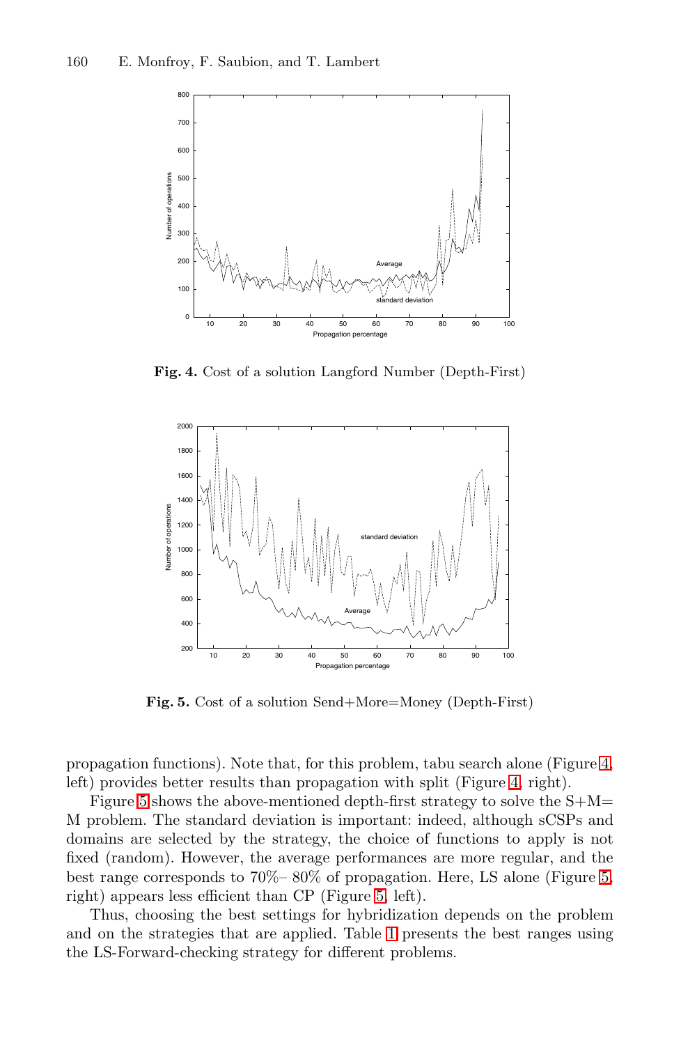**Fig. 4.** Cost of a solution Langford Number (Depth-First)

**Fig. 5.** Cost of a solution Send+More=Money (Depth-First)

propagation functions). Note that, for this problem, tabu search alone (Figure 4, left) provides better results than propagation with split (Figure 4, right).

Figure 5 shows the above-mentioned depth-first strategy to solve the S+M=M problem. The standard deviation is important: indeed, although sCSPs and domains are selected by the strategy, the choice of functions to apply is not fixed (random). However, the average performances are more regular, and the best range corresponds to 70%– 80% of propagation. Here, LS alone (Figure 5, right) appears less efficient than CP (Figure 5, left).

Thus, choosing the best settings for hybridization depends on the problem and on the strategies that are applied. Table 1 presents the best ranges using the LS-Forward-checking strategy for different problems.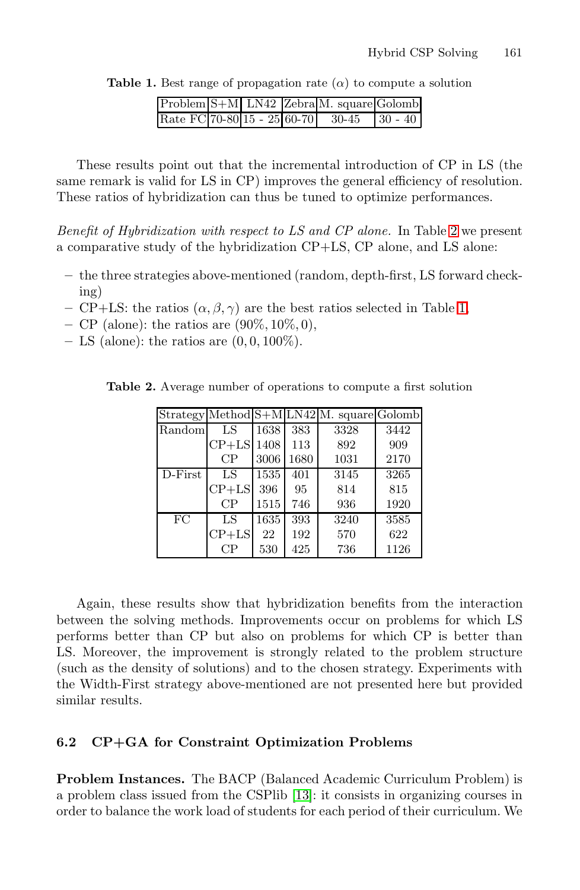**Table 1.** Best range of propagation rate ($\alpha$) to compute a solution

| Problem | S+M | LN42 | Zebra | M. square | Golomb |
|---|---|---|---|---|---|
| Rate FC | 70-80 | 15 - 25 | 60-70 | 30-45 | 30 - 40 |

These results point out that the incremental introduction of CP in LS (the same remark is valid for LS in CP) improves the general efficiency of resolution. These ratios of hybridization can thus be tuned to optimize performances.

*Benefit of Hybridization with respect to LS and CP alone.* In Table 2 we present a comparative study of the hybridization CP+LS, CP alone, and LS alone:

- the three strategies above-mentioned (random, depth-first, LS forward checking)
- CP+LS: the ratios $(\alpha, \beta, \gamma)$ are the best ratios selected in Table 1,
- CP (alone): the ratios are $(90\%, 10\%, 0)$,
- LS (alone): the ratios are $(0, 0, 100\%)$.

**Table 2.** Average number of operations to compute a first solution

| Strategy | Method | S+M | LN42 | M. square | Golomb |
|---|---|---|---|---|---|
| Random | LS | 1638 | 383 | 3328 | 3442 |
| | CP+LS | 1408 | 113 | 892 | 909 |
| | CP | 3006 | 1680 | 1031 | 2170 |
| D-First | LS | 1535 | 401 | 3145 | 3265 |
| | CP+LS | 396 | 95 | 814 | 815 |
| | CP | 1515 | 746 | 936 | 1920 |
| FC | LS | 1635 | 393 | 3240 | 3585 |
| | CP+LS | 22 | 192 | 570 | 622 |
| | CP | 530 | 425 | 736 | 1126 |

Again, these results show that hybridization benefits from the interaction between the solving methods. Improvements occur on problems for which LS performs better than CP but also on problems for which CP is better than LS. Moreover, the improvement is strongly related to the problem structure (such as the density of solutions) and to the chosen strategy. Experiments with the Width-First strategy above-mentioned are not presented here but provided similar results.

### 6.2 CP+GA for Constraint Optimization Problems

**Problem Instances.** The BACP (Balanced Academic Curriculum Problem) is a problem class issued from the CSPlib [13]: it consists in organizing courses in order to balance the work load of students for each period of their curriculum. We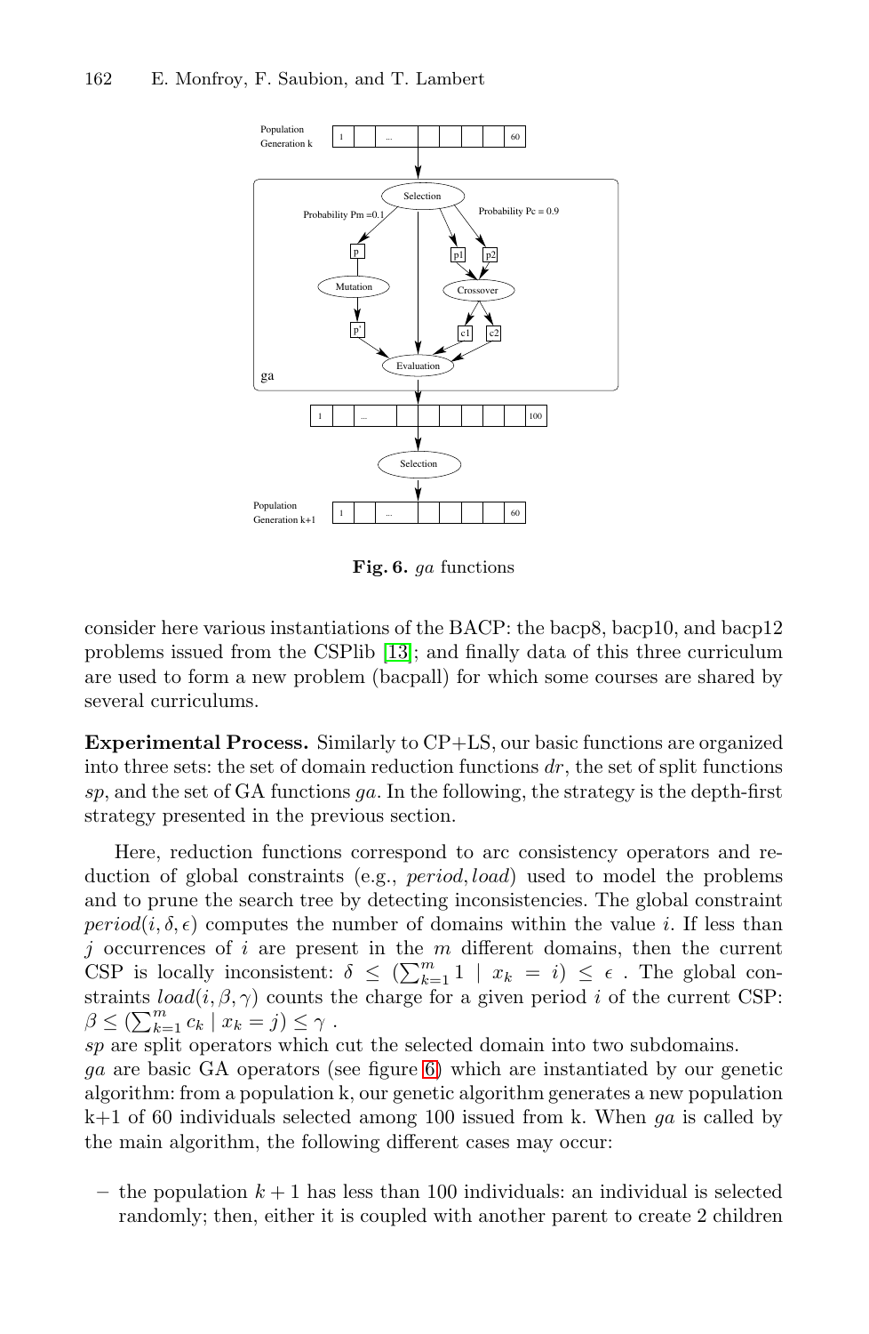Fig. 6. *ga* functions

consider here various instantiations of the BACP: the bacp8, bacp10, and bacp12 problems issued from the CSPlib [13]; and finally data of this three curriculum are used to form a new problem (bacpall) for which some courses are shared by several curriculums.

**Experimental Process.** Similarly to CP+LS, our basic functions are organized into three sets: the set of domain reduction functions *dr*, the set of split functions *sp*, and the set of GA functions *ga*. In the following, the strategy is the depth-first strategy presented in the previous section.

Here, reduction functions correspond to arc consistency operators and reduction of global constraints (e.g., *period*, *load*) used to model the problems and to prune the search tree by detecting inconsistencies. The global constraint $period(i, \delta, \epsilon)$ computes the number of domains within the value $i$. If less than $j$ occurrences of $i$ are present in the $m$ different domains, then the current CSP is locally inconsistent: $\delta \leq (\sum_{k=1}^{m} 1 \mid x_k = i) \leq \epsilon$ . The global constraints $load(i, \beta, \gamma)$ counts the charge for a given period $i$ of the current CSP: $\beta \leq (\sum_{k=1}^{m} c_k \mid x_k = j) \leq \gamma$ .
*sp* are split operators which cut the selected domain into two subdomains.
*ga* are basic GA operators (see figure 6) which are instantiated by our genetic algorithm: from a population k, our genetic algorithm generates a new population k+1 of 60 individuals selected among 100 issued from k. When *ga* is called by the main algorithm, the following different cases may occur:

– the population $k + 1$ has less than 100 individuals: an individual is selected randomly; then, either it is coupled with another parent to create 2 children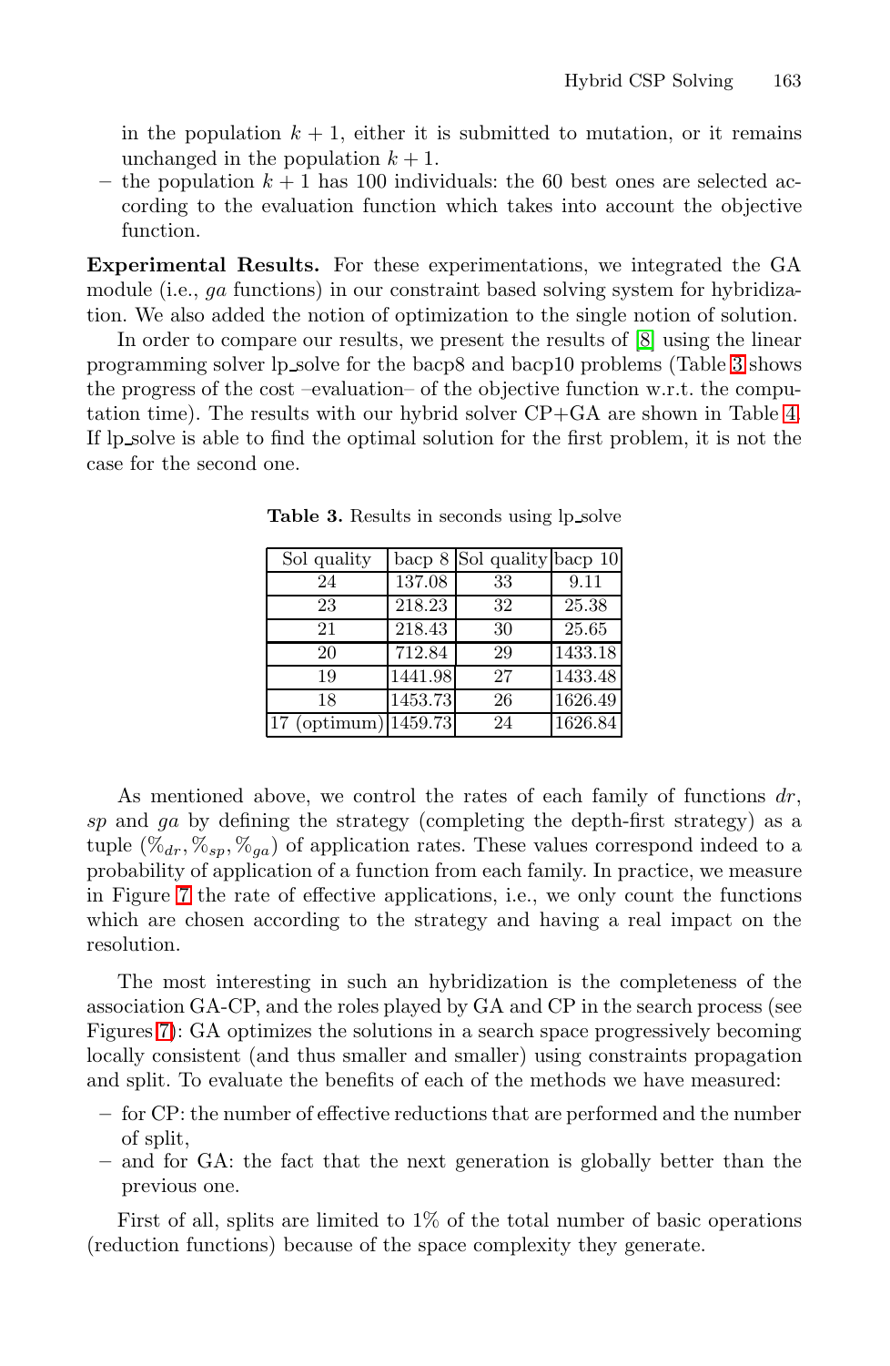in the population $k+1$, either it is submitted to mutation, or it remains unchanged in the population $k+1$.
- the population $k+1$ has 100 individuals: the 60 best ones are selected according to the evaluation function which takes into account the objective function.

**Experimental Results.** For these experimentations, we integrated the GA module (i.e., *ga* functions) in our constraint based solving system for hybridization. We also added the notion of optimization to the single notion of solution.

In order to compare our results, we present the results of [8] using the linear programming solver lp_solve for the bacp8 and bacp10 problems (Table 3 shows the progress of the cost –evaluation– of the objective function w.r.t. the computation time). The results with our hybrid solver CP+GA are shown in Table 4. If lp_solve is able to find the optimal solution for the first problem, it is not the case for the second one.

**Table 3.** Results in seconds using lp_solve

| Sol quality | bacp 8 | Sol quality | bacp 10 |
|---|---|---|---|
| 24 | 137.08 | 33 | 9.11 |
| 23 | 218.23 | 32 | 25.38 |
| 21 | 218.43 | 30 | 25.65 |
| 20 | 712.84 | 29 | 1433.18 |
| 19 | 1441.98 | 27 | 1433.48 |
| 18 | 1453.73 | 26 | 1626.49 |
| 17 (optimum) | 1459.73 | 24 | 1626.84 |

As mentioned above, we control the rates of each family of functions *dr*, *sp* and *ga* by defining the strategy (completing the depth-first strategy) as a tuple $(\%_{dr}, \%_{sp}, \%_{ga})$ of application rates. These values correspond indeed to a probability of application of a function from each family. In practice, we measure in Figure 7 the rate of effective applications, i.e., we only count the functions which are chosen according to the strategy and having a real impact on the resolution.

The most interesting in such an hybridization is the completeness of the association GA-CP, and the roles played by GA and CP in the search process (see Figures 7): GA optimizes the solutions in a search space progressively becoming locally consistent (and thus smaller and smaller) using constraints propagation and split. To evaluate the benefits of each of the methods we have measured:

- for CP: the number of effective reductions that are performed and the number of split,
- and for GA: the fact that the next generation is globally better than the previous one.

First of all, splits are limited to 1% of the total number of basic operations (reduction functions) because of the space complexity they generate.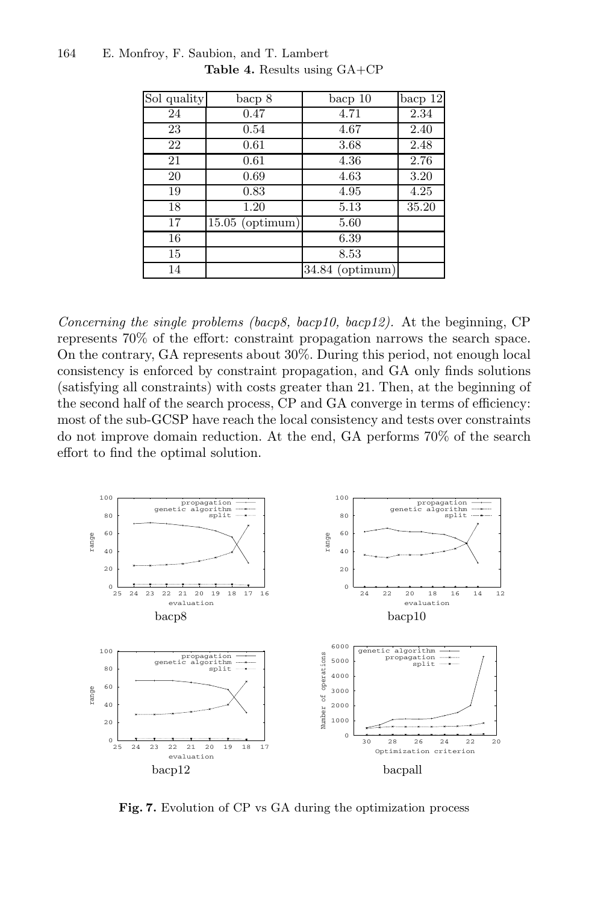**Table 4.** Results using GA+CP

| Sol quality | bacp 8 | bacp 10 | bacp 12 |
|---|---|---|---|
| 24 | 0.47 | 4.71 | 2.34 |
| 23 | 0.54 | 4.67 | 2.40 |
| 22 | 0.61 | 3.68 | 2.48 |
| 21 | 0.61 | 4.36 | 2.76 |
| 20 | 0.69 | 4.63 | 3.20 |
| 19 | 0.83 | 4.95 | 4.25 |
| 18 | 1.20 | 5.13 | 35.20 |
| 17 | 15.05 (optimum) | 5.60 | |
| 16 | | 6.39 | |
| 15 | | 8.53 | |
| 14 | | 34.84 (optimum) | |

*Concerning the single problems (bacp8, bacp10, bacp12).* At the beginning, CP represents 70% of the effort: constraint propagation narrows the search space. On the contrary, GA represents about 30%. During this period, not enough local consistency is enforced by constraint propagation, and GA only finds solutions (satisfying all constraints) with costs greater than 21. Then, at the beginning of the second half of the search process, CP and GA converge in terms of efficiency: most of the sub-GCSP have reach the local consistency and tests over constraints do not improve domain reduction. At the end, GA performs 70% of the search effort to find the optimal solution.

**Fig. 7.** Evolution of CP vs GA during the optimization process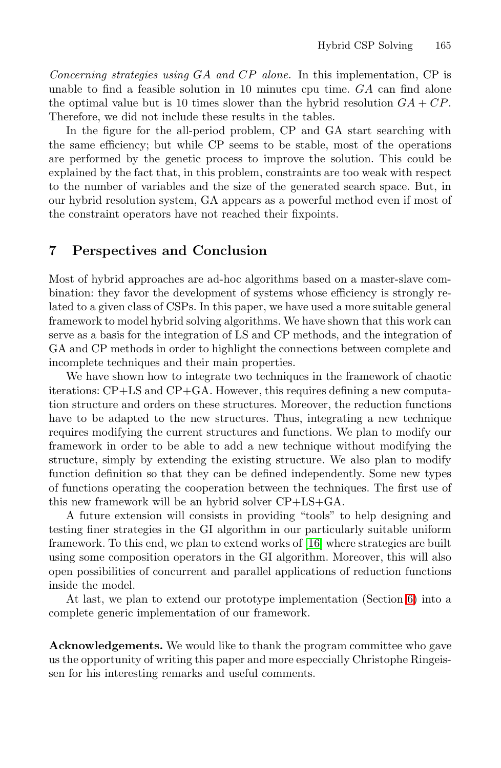*Concerning strategies using GA and CP alone.* In this implementation, CP is unable to find a feasible solution in 10 minutes cpu time. $GA$ can find alone the optimal value but is 10 times slower than the hybrid resolution $GA + CP$. Therefore, we did not include these results in the tables.

In the figure for the all-period problem, CP and GA start searching with the same efficiency; but while CP seems to be stable, most of the operations are performed by the genetic process to improve the solution. This could be explained by the fact that, in this problem, constraints are too weak with respect to the number of variables and the size of the generated search space. But, in our hybrid resolution system, GA appears as a powerful method even if most of the constraint operators have not reached their fixpoints.

## 7 Perspectives and Conclusion

Most of hybrid approaches are ad-hoc algorithms based on a master-slave combination: they favor the development of systems whose efficiency is strongly related to a given class of CSPs. In this paper, we have used a more suitable general framework to model hybrid solving algorithms. We have shown that this work can serve as a basis for the integration of LS and CP methods, and the integration of GA and CP methods in order to highlight the connections between complete and incomplete techniques and their main properties.

We have shown how to integrate two techniques in the framework of chaotic iterations: CP+LS and CP+GA. However, this requires defining a new computation structure and orders on these structures. Moreover, the reduction functions have to be adapted to the new structures. Thus, integrating a new technique requires modifying the current structures and functions. We plan to modify our framework in order to be able to add a new technique without modifying the structure, simply by extending the existing structure. We also plan to modify function definition so that they can be defined independently. Some new types of functions operating the cooperation between the techniques. The first use of this new framework will be an hybrid solver CP+LS+GA.

A future extension will consists in providing "tools" to help designing and testing finer strategies in the GI algorithm in our particularly suitable uniform framework. To this end, we plan to extend works of [16] where strategies are built using some composition operators in the GI algorithm. Moreover, this will also open possibilities of concurrent and parallel applications of reduction functions inside the model.

At last, we plan to extend our prototype implementation (Section 6) into a complete generic implementation of our framework.

**Acknowledgements.** We would like to thank the program committee who gave us the opportunity of writing this paper and more especcially Christophe Ringeissen for his interesting remarks and useful comments.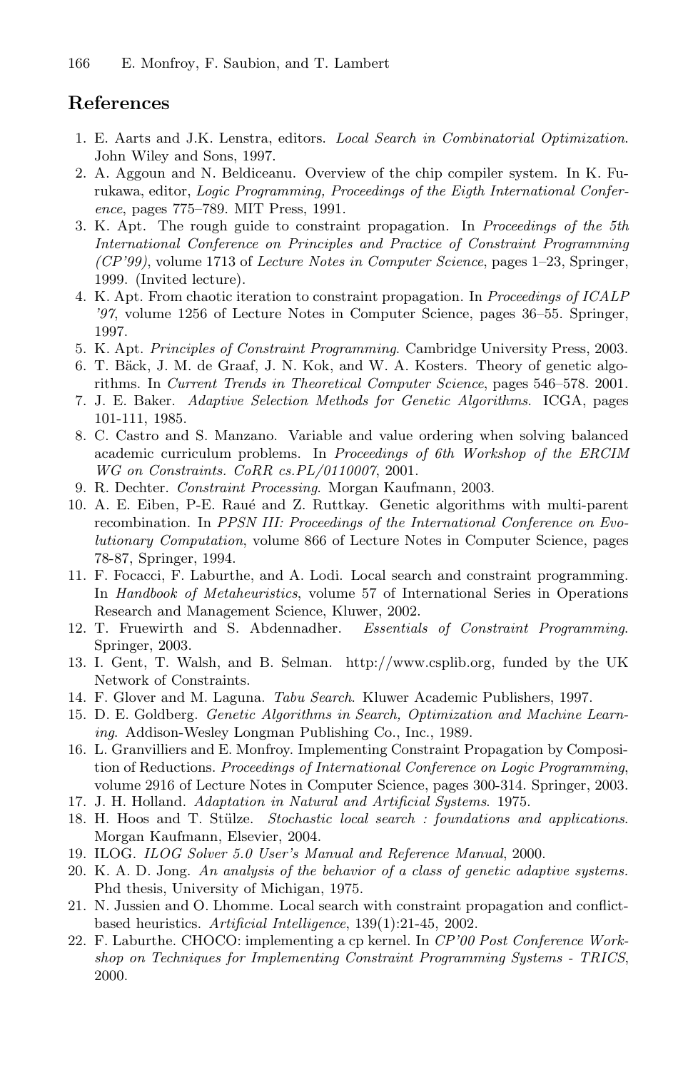## References

1. E. Aarts and J.K. Lenstra, editors. *Local Search in Combinatorial Optimization*. John Wiley and Sons, 1997.
2. A. Aggoun and N. Beldiceanu. Overview of the chip compiler system. In K. Furukawa, editor, *Logic Programming, Proceedings of the Eigth International Conference*, pages 775–789. MIT Press, 1991.
3. K. Apt. The rough guide to constraint propagation. In *Proceedings of the 5th International Conference on Principles and Practice of Constraint Programming (CP'99)*, volume 1713 of *Lecture Notes in Computer Science*, pages 1–23, Springer, 1999. (Invited lecture).
4. K. Apt. From chaotic iteration to constraint propagation. In *Proceedings of ICALP '97*, volume 1256 of Lecture Notes in Computer Science, pages 36–55. Springer, 1997.
5. K. Apt. *Principles of Constraint Programming*. Cambridge University Press, 2003.
6. T. Bäck, J. M. de Graaf, J. N. Kok, and W. A. Kosters. Theory of genetic algorithms. In *Current Trends in Theoretical Computer Science*, pages 546–578. 2001.
7. J. E. Baker. *Adaptive Selection Methods for Genetic Algorithms*. ICGA, pages 101-111, 1985.
8. C. Castro and S. Manzano. Variable and value ordering when solving balanced academic curriculum problems. In *Proceedings of 6th Workshop of the ERCIM WG on Constraints. CoRR cs.PL/0110007*, 2001.
9. R. Dechter. *Constraint Processing*. Morgan Kaufmann, 2003.
10. A. E. Eiben, P-E. Raué and Z. Ruttkay. Genetic algorithms with multi-parent recombination. In *PPSN III: Proceedings of the International Conference on Evolutionary Computation*, volume 866 of Lecture Notes in Computer Science, pages 78-87, Springer, 1994.
11. F. Focacci, F. Laburthe, and A. Lodi. Local search and constraint programming. In *Handbook of Metaheuristics*, volume 57 of International Series in Operations Research and Management Science, Kluwer, 2002.
12. T. Fruewirth and S. Abdennadher. *Essentials of Constraint Programming*. Springer, 2003.
13. I. Gent, T. Walsh, and B. Selman. http://www.csplib.org, funded by the UK Network of Constraints.
14. F. Glover and M. Laguna. *Tabu Search*. Kluwer Academic Publishers, 1997.
15. D. E. Goldberg. *Genetic Algorithms in Search, Optimization and Machine Learning*. Addison-Wesley Longman Publishing Co., Inc., 1989.
16. L. Granvilliers and E. Monfroy. Implementing Constraint Propagation by Composition of Reductions. *Proceedings of International Conference on Logic Programming*, volume 2916 of Lecture Notes in Computer Science, pages 300-314. Springer, 2003.
17. J. H. Holland. *Adaptation in Natural and Artificial Systems*. 1975.
18. H. Hoos and T. Stülze. *Stochastic local search : foundations and applications*. Morgan Kaufmann, Elsevier, 2004.
19. ILOG. *ILOG Solver 5.0 User's Manual and Reference Manual*, 2000.
20. K. A. D. Jong. *An analysis of the behavior of a class of genetic adaptive systems.* Phd thesis, University of Michigan, 1975.
21. N. Jussien and O. Lhomme. Local search with constraint propagation and conflict-based heuristics. *Artificial Intelligence*, 139(1):21-45, 2002.
22. F. Laburthe. CHOCO: implementing a cp kernel. In *CP'00 Post Conference Workshop on Techniques for Implementing Constraint Programming Systems - TRICS*, 2000.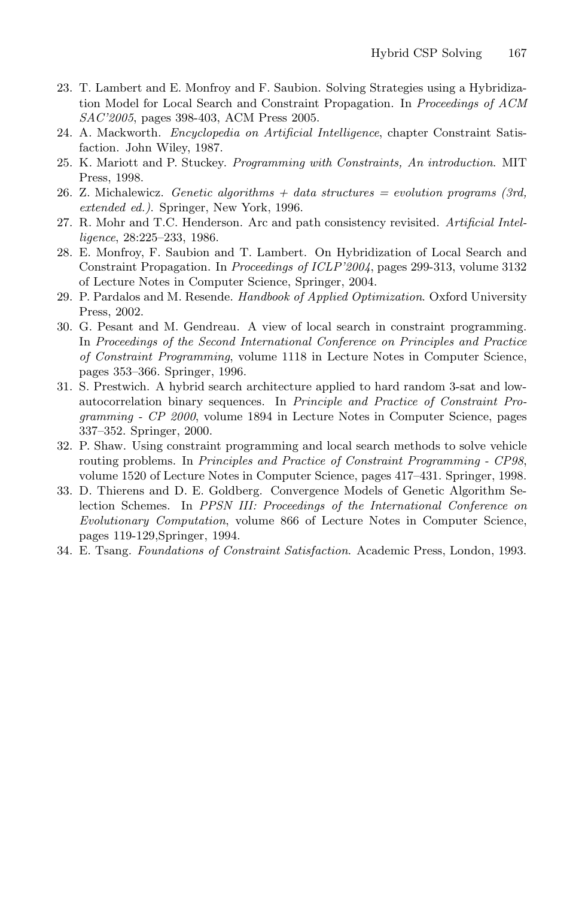23. T. Lambert and E. Monfroy and F. Saubion. Solving Strategies using a Hybridization Model for Local Search and Constraint Propagation. In *Proceedings of ACM SAC'2005*, pages 398-403, ACM Press 2005.
24. A. Mackworth. *Encyclopedia on Artificial Intelligence*, chapter Constraint Satisfaction. John Wiley, 1987.
25. K. Mariott and P. Stuckey. *Programming with Constraints, An introduction*. MIT Press, 1998.
26. Z. Michalewicz. *Genetic algorithms + data structures = evolution programs (3rd, extended ed.)*. Springer, New York, 1996.
27. R. Mohr and T.C. Henderson. Arc and path consistency revisited. *Artificial Intelligence*, 28:225–233, 1986.
28. E. Monfroy, F. Saubion and T. Lambert. On Hybridization of Local Search and Constraint Propagation. In *Proceedings of ICLP'2004*, pages 299-313, volume 3132 of Lecture Notes in Computer Science, Springer, 2004.
29. P. Pardalos and M. Resende. *Handbook of Applied Optimization*. Oxford University Press, 2002.
30. G. Pesant and M. Gendreau. A view of local search in constraint programming. In *Proceedings of the Second International Conference on Principles and Practice of Constraint Programming*, volume 1118 in Lecture Notes in Computer Science, pages 353–366. Springer, 1996.
31. S. Prestwich. A hybrid search architecture applied to hard random 3-sat and low-autocorrelation binary sequences. In *Principle and Practice of Constraint Programming - CP 2000*, volume 1894 in Lecture Notes in Computer Science, pages 337–352. Springer, 2000.
32. P. Shaw. Using constraint programming and local search methods to solve vehicle routing problems. In *Principles and Practice of Constraint Programming - CP98*, volume 1520 of Lecture Notes in Computer Science, pages 417–431. Springer, 1998.
33. D. Thierens and D. E. Goldberg. Convergence Models of Genetic Algorithm Selection Schemes. In *PPSN III: Proceedings of the International Conference on Evolutionary Computation*, volume 866 of Lecture Notes in Computer Science, pages 119-129,Springer, 1994.
34. E. Tsang. *Foundations of Constraint Satisfaction*. Academic Press, London, 1993.